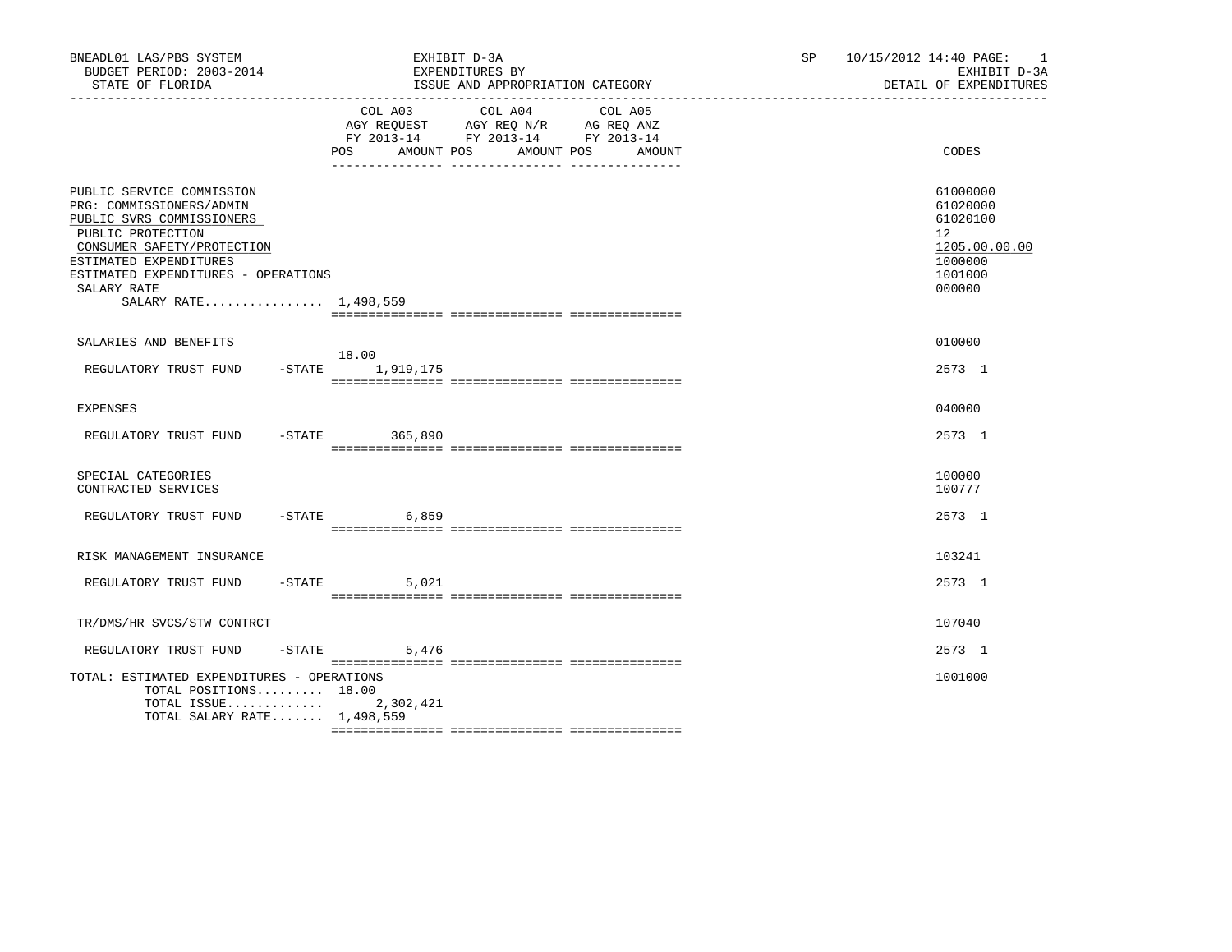BNEADL01 LAS/PBS SYSTEM | EXHIBIT D-3A | SP 10/15/2012 14:40 PAGE: 1
BUDGET PERIOD: 2003-2014 | EXPENDITURES BY | EXHIBIT D-3A
STATE OF FLORIDA | ISSUE AND APPROPRIATION CATEGORY | DETAIL OF EXPENDITURES

| | COL A03 AGY REQUEST FY 2013-14 POS | AMOUNT | COL A04 AGY REQ N/R FY 2013-14 POS | AMOUNT | COL A05 AG REQ ANZ FY 2013-14 POS | AMOUNT | CODES |
|---|---|---|---|---|---|---|---|
| PUBLIC SERVICE COMMISSION | | | | | | | 61000000 |
| PRG: COMMISSIONERS/ADMIN | | | | | | | 61020000 |
| PUBLIC SVRS COMMISSIONERS | | | | | | | 61020100 |
| PUBLIC PROTECTION | | | | | | | 12 |
| CONSUMER SAFETY/PROTECTION | | | | | | | 1205.00.00.00 |
| ESTIMATED EXPENDITURES | | | | | | | 1000000 |
| ESTIMATED EXPENDITURES - OPERATIONS | | | | | | | 1001000 |
| SALARY RATE | | | | | | | 000000 |
| SALARY RATE................ 1,498,559 | | | | | | | |
| SALARIES AND BENEFITS | | | | | | | 010000 |
| REGULATORY TRUST FUND -STATE | 18.00 | 1,919,175 | | | | | 2573 1 |
| EXPENSES | | | | | | | 040000 |
| REGULATORY TRUST FUND -STATE | | 365,890 | | | | | 2573 1 |
| SPECIAL CATEGORIES | | | | | | | 100000 |
| CONTRACTED SERVICES | | | | | | | 100777 |
| REGULATORY TRUST FUND -STATE | | 6,859 | | | | | 2573 1 |
| RISK MANAGEMENT INSURANCE | | | | | | | 103241 |
| REGULATORY TRUST FUND -STATE | | 5,021 | | | | | 2573 1 |
| TR/DMS/HR SVCS/STW CONTRCT | | | | | | | 107040 |
| REGULATORY TRUST FUND -STATE | | 5,476 | | | | | 2573 1 |
| TOTAL: ESTIMATED EXPENDITURES - OPERATIONS | | | | | | | 1001000 |
| TOTAL POSITIONS......... 18.00 | | | | | | | |
| TOTAL ISSUE............. | | 2,302,421 | | | | | |
| TOTAL SALARY RATE....... 1,498,559 | | | | | | | |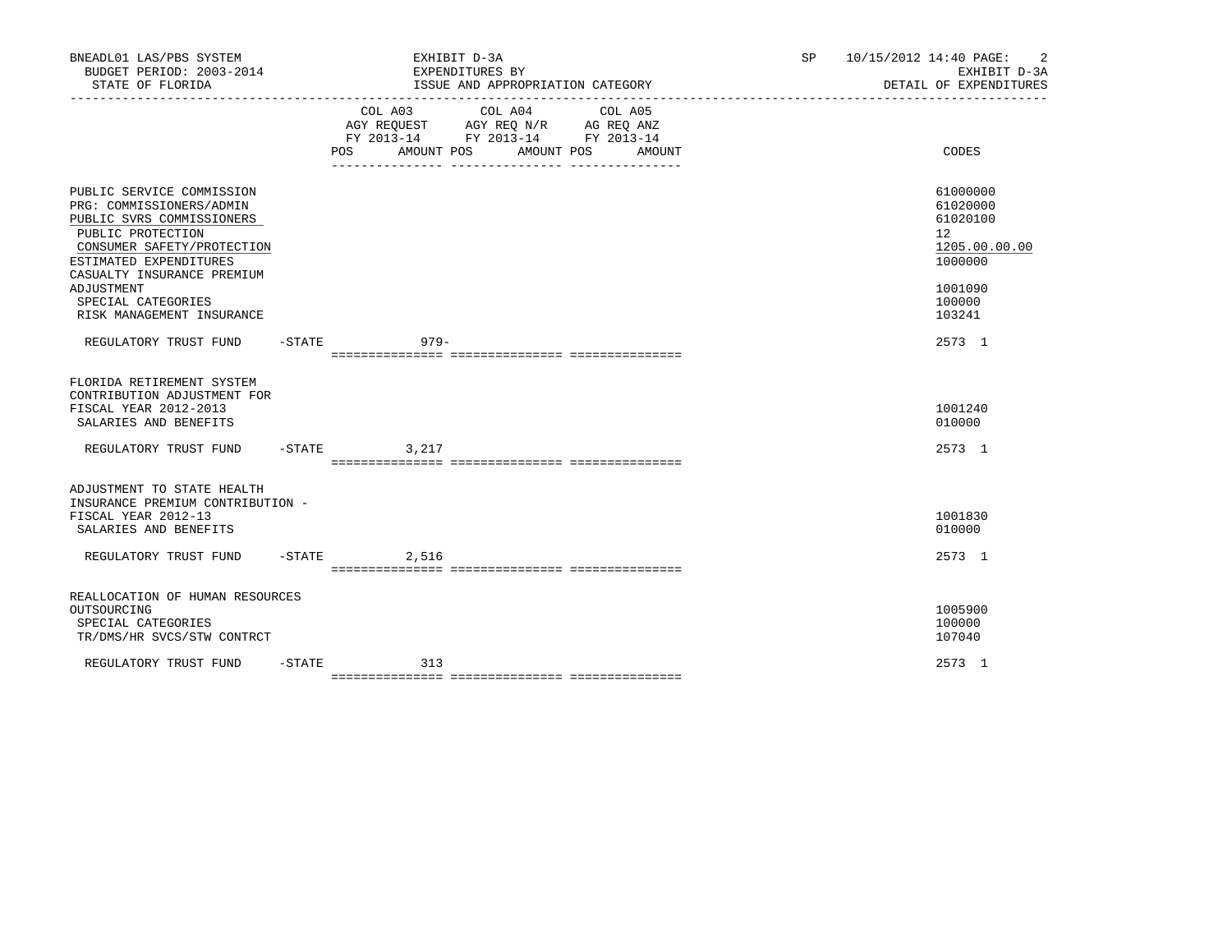BNEADL01 LAS/PBS SYSTEM | EXHIBIT D-3A | SP 10/15/2012 14:40
BUDGET PERIOD: 2003-2014 | EXPENDITURES BY | EXHIBIT D-3A
STATE OF FLORIDA | ISSUE AND APPROPRIATION CATEGORY | DETAIL OF EXPENDITURES

| | COL A03 AGY REQUEST FY 2013-14 POS | AMOUNT | COL A04 AGY REQ N/R FY 2013-14 POS | AMOUNT | COL A05 AG REQ ANZ FY 2013-14 POS | AMOUNT | CODES |
|---|---|---|---|---|---|---|---|
| PUBLIC SERVICE COMMISSION | | | | | | | 61000000 |
| PRG: COMMISSIONERS/ADMIN | | | | | | | 61020000 |
| PUBLIC SVRS COMMISSIONERS | | | | | | | 61020100 |
| PUBLIC PROTECTION | | | | | | | 12 |
| CONSUMER SAFETY/PROTECTION | | | | | | | 1205.00.00.00 |
| ESTIMATED EXPENDITURES | | | | | | | 1000000 |
| CASUALTY INSURANCE PREMIUM ADJUSTMENT | | | | | | | 1001090 |
| SPECIAL CATEGORIES | | | | | | | 100000 |
| RISK MANAGEMENT INSURANCE | | | | | | | 103241 |
| REGULATORY TRUST FUND -STATE | | 979- | | | | | 2573 1 |
| FLORIDA RETIREMENT SYSTEM CONTRIBUTION ADJUSTMENT FOR FISCAL YEAR 2012-2013 | | | | | | | 1001240 |
| SALARIES AND BENEFITS | | | | | | | 010000 |
| REGULATORY TRUST FUND -STATE | | 3,217 | | | | | 2573 1 |
| ADJUSTMENT TO STATE HEALTH INSURANCE PREMIUM CONTRIBUTION - FISCAL YEAR 2012-13 | | | | | | | 1001830 |
| SALARIES AND BENEFITS | | | | | | | 010000 |
| REGULATORY TRUST FUND -STATE | | 2,516 | | | | | 2573 1 |
| REALLOCATION OF HUMAN RESOURCES OUTSOURCING | | | | | | | 1005900 |
| SPECIAL CATEGORIES | | | | | | | 100000 |
| TR/DMS/HR SVCS/STW CONTRCT | | | | | | | 107040 |
| REGULATORY TRUST FUND -STATE | | 313 | | | | | 2573 1 |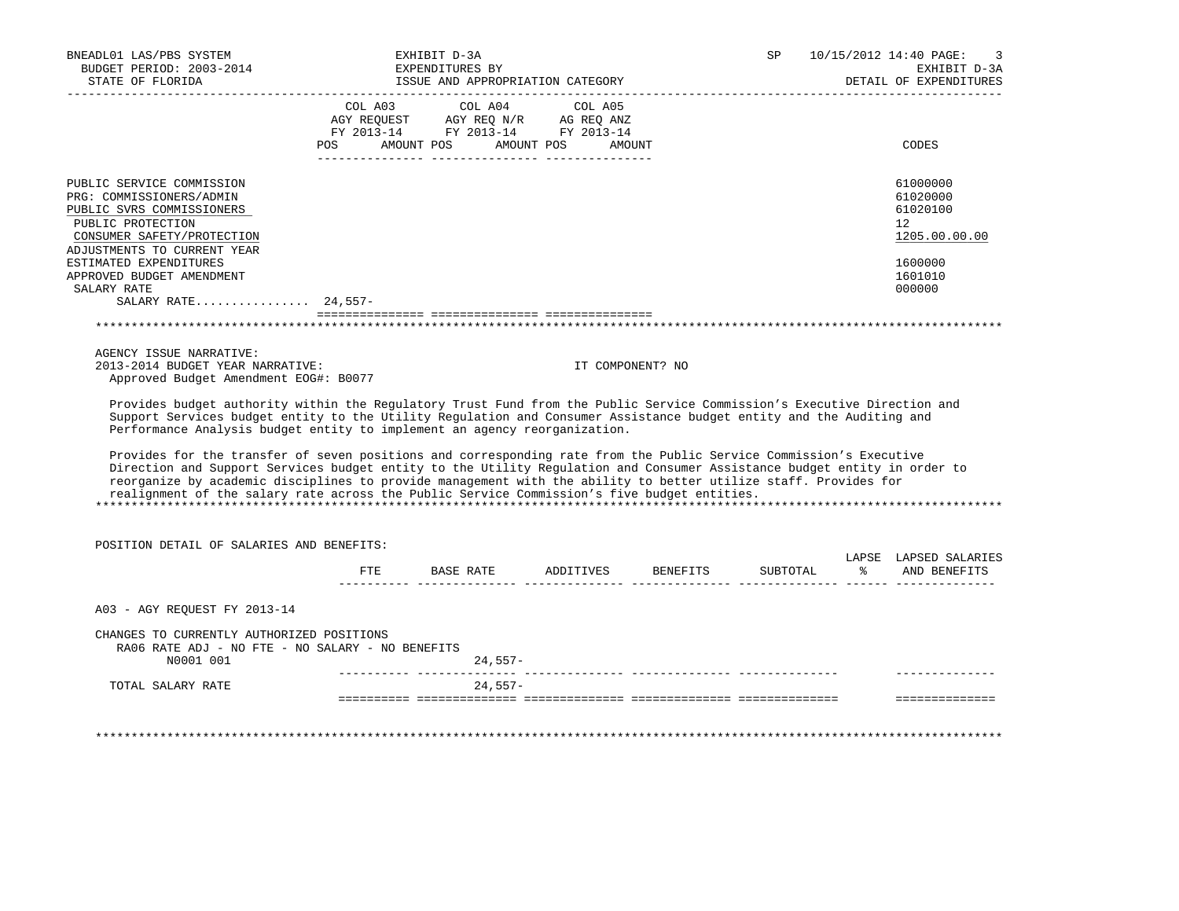BNEADL01 LAS/PBS SYSTEM — EXHIBIT D-3A — EXPENDITURES BY ISSUE AND APPROPRIATION CATEGORY
BUDGET PERIOD: 2003-2014 — SP 10/15/2012 14:40
STATE OF FLORIDA — EXHIBIT D-3A DETAIL OF EXPENDITURES

| | COL A03 AGY REQUEST FY 2013-14 POS | AMOUNT | COL A04 AGY REQ N/R FY 2013-14 POS | AMOUNT | COL A05 AG REQ ANZ FY 2013-14 POS | AMOUNT | CODES |
|---|---|---|---|---|---|---|---|
| PUBLIC SERVICE COMMISSION | | | | | | | 61000000 |
| PRG: COMMISSIONERS/ADMIN | | | | | | | 61020000 |
| PUBLIC SVRS COMMISSIONERS | | | | | | | 61020100 |
| PUBLIC PROTECTION | | | | | | | 12 |
| CONSUMER SAFETY/PROTECTION | | | | | | | 1205.00.00.00 |
| ADJUSTMENTS TO CURRENT YEAR ESTIMATED EXPENDITURES | | | | | | | 1600000 |
| APPROVED BUDGET AMENDMENT | | | | | | | 1601010 |
| SALARY RATE | | | | | | | 000000 |
| SALARY RATE................ | 24,557- | | | | | | |

AGENCY ISSUE NARRATIVE:
2013-2014 BUDGET YEAR NARRATIVE: IT COMPONENT? NO
Approved Budget Amendment EOG#: B0077

Provides budget authority within the Regulatory Trust Fund from the Public Service Commission's Executive Direction and Support Services budget entity to the Utility Regulation and Consumer Assistance budget entity and the Auditing and Performance Analysis budget entity to implement an agency reorganization.

Provides for the transfer of seven positions and corresponding rate from the Public Service Commission's Executive Direction and Support Services budget entity to the Utility Regulation and Consumer Assistance budget entity in order to reorganize by academic disciplines to provide management with the ability to better utilize staff. Provides for realignment of the salary rate across the Public Service Commission's five budget entities.

POSITION DETAIL OF SALARIES AND BENEFITS:

| | FTE | BASE RATE | ADDITIVES | BENEFITS | SUBTOTAL | LAPSE % | LAPSED SALARIES AND BENEFITS |
|---|---|---|---|---|---|---|---|
| A03 - AGY REQUEST FY 2013-14 | | | | | | | |
| CHANGES TO CURRENTLY AUTHORIZED POSITIONS | | | | | | | |
| RA06 RATE ADJ - NO FTE - NO SALARY - NO BENEFITS | | | | | | | |
| N0001 001 | | 24,557- | | | | | |
| TOTAL SALARY RATE | | 24,557- | | | | | |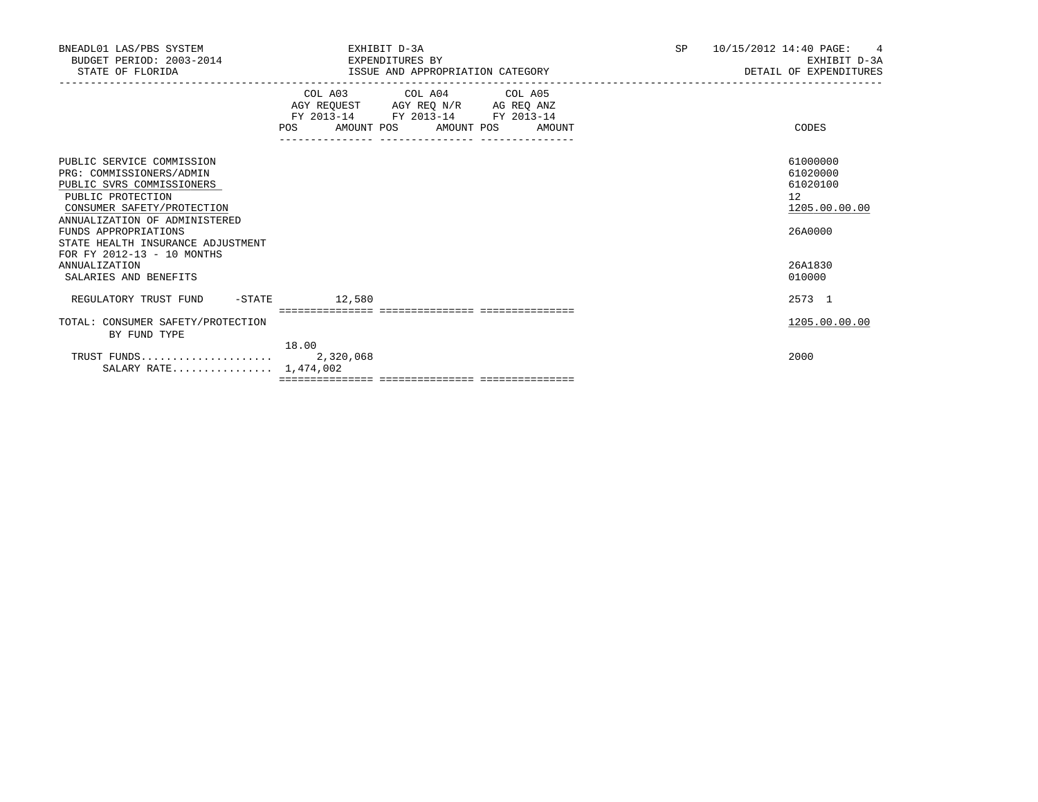BNEADL01 LAS/PBS SYSTEM | EXHIBIT D-3A | SP 10/15/2012 14:40

BUDGET PERIOD: 2003-2014 | EXPENDITURES BY | EXHIBIT D-3A

STATE OF FLORIDA | ISSUE AND APPROPRIATION CATEGORY | DETAIL OF EXPENDITURES

| | COL A03 AGY REQUEST FY 2013-14 POS | AMOUNT | COL A04 AGY REQ N/R FY 2013-14 POS | AMOUNT | COL A05 AG REQ ANZ FY 2013-14 POS | AMOUNT | CODES |
|---|---|---|---|---|---|---|---|
| PUBLIC SERVICE COMMISSION | | | | | | | 61000000 |
| PRG: COMMISSIONERS/ADMIN | | | | | | | 61020000 |
| PUBLIC SVRS COMMISSIONERS | | | | | | | 61020100 |
| PUBLIC PROTECTION | | | | | | | 12 |
| CONSUMER SAFETY/PROTECTION | | | | | | | 1205.00.00.00 |
| ANNUALIZATION OF ADMINISTERED FUNDS APPROPRIATIONS | | | | | | | 26A0000 |
| STATE HEALTH INSURANCE ADJUSTMENT FOR FY 2012-13 - 10 MONTHS ANNUALIZATION | | | | | | | 26A1830 |
| SALARIES AND BENEFITS | | | | | | | 010000 |
| REGULATORY TRUST FUND -STATE | | 12,580 | | | | | 2573 1 |
| TOTAL: CONSUMER SAFETY/PROTECTION | | | | | | | 1205.00.00.00 |
| BY FUND TYPE | | | | | | | |
| TRUST FUNDS | 18.00 | 2,320,068 | | | | | 2000 |
| SALARY RATE | | 1,474,002 | | | | | |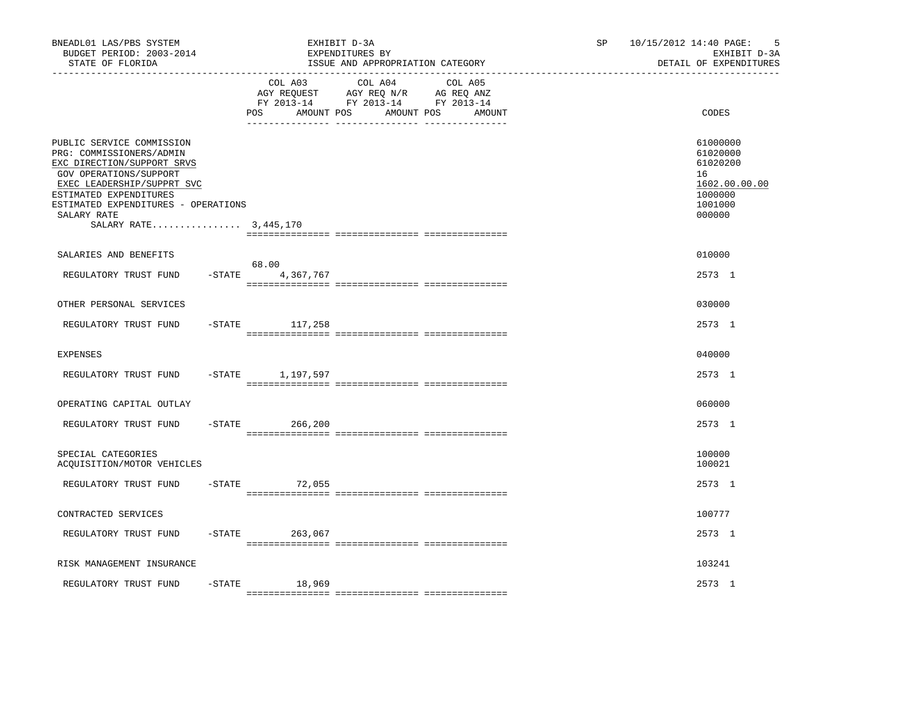BNEADL01 LAS/PBS SYSTEM | EXHIBIT D-3A | SP 10/15/2012 14:40
BUDGET PERIOD: 2003-2014 | EXPENDITURES BY | EXHIBIT D-3A
STATE OF FLORIDA | ISSUE AND APPROPRIATION CATEGORY | DETAIL OF EXPENDITURES

| | COL A03 AGY REQUEST FY 2013-14 POS | AMOUNT | COL A04 AGY REQ N/R FY 2013-14 POS | AMOUNT | COL A05 AG REQ ANZ FY 2013-14 POS | AMOUNT | CODES |
|---|---|---|---|---|---|---|---|
| PUBLIC SERVICE COMMISSION | | | | | | | 61000000 |
| PRG: COMMISSIONERS/ADMIN | | | | | | | 61020000 |
| EXC DIRECTION/SUPPORT SRVS | | | | | | | 61020200 |
| GOV OPERATIONS/SUPPORT | | | | | | | 16 |
| EXEC LEADERSHIP/SUPPRT SVC | | | | | | | 1602.00.00.00 |
| ESTIMATED EXPENDITURES | | | | | | | 1000000 |
| ESTIMATED EXPENDITURES - OPERATIONS | | | | | | | 1001000 |
| SALARY RATE | | | | | | | 000000 |
| SALARY RATE................ 3,445,170 | | | | | | | |
| SALARIES AND BENEFITS | | | | | | | 010000 |
| REGULATORY TRUST FUND -STATE | 68.00 | 4,367,767 | | | | | 2573 1 |
| OTHER PERSONAL SERVICES | | | | | | | 030000 |
| REGULATORY TRUST FUND -STATE | | 117,258 | | | | | 2573 1 |
| EXPENSES | | | | | | | 040000 |
| REGULATORY TRUST FUND -STATE | | 1,197,597 | | | | | 2573 1 |
| OPERATING CAPITAL OUTLAY | | | | | | | 060000 |
| REGULATORY TRUST FUND -STATE | | 266,200 | | | | | 2573 1 |
| SPECIAL CATEGORIES | | | | | | | 100000 |
| ACQUISITION/MOTOR VEHICLES | | | | | | | 100021 |
| REGULATORY TRUST FUND -STATE | | 72,055 | | | | | 2573 1 |
| CONTRACTED SERVICES | | | | | | | 100777 |
| REGULATORY TRUST FUND -STATE | | 263,067 | | | | | 2573 1 |
| RISK MANAGEMENT INSURANCE | | | | | | | 103241 |
| REGULATORY TRUST FUND -STATE | | 18,969 | | | | | 2573 1 |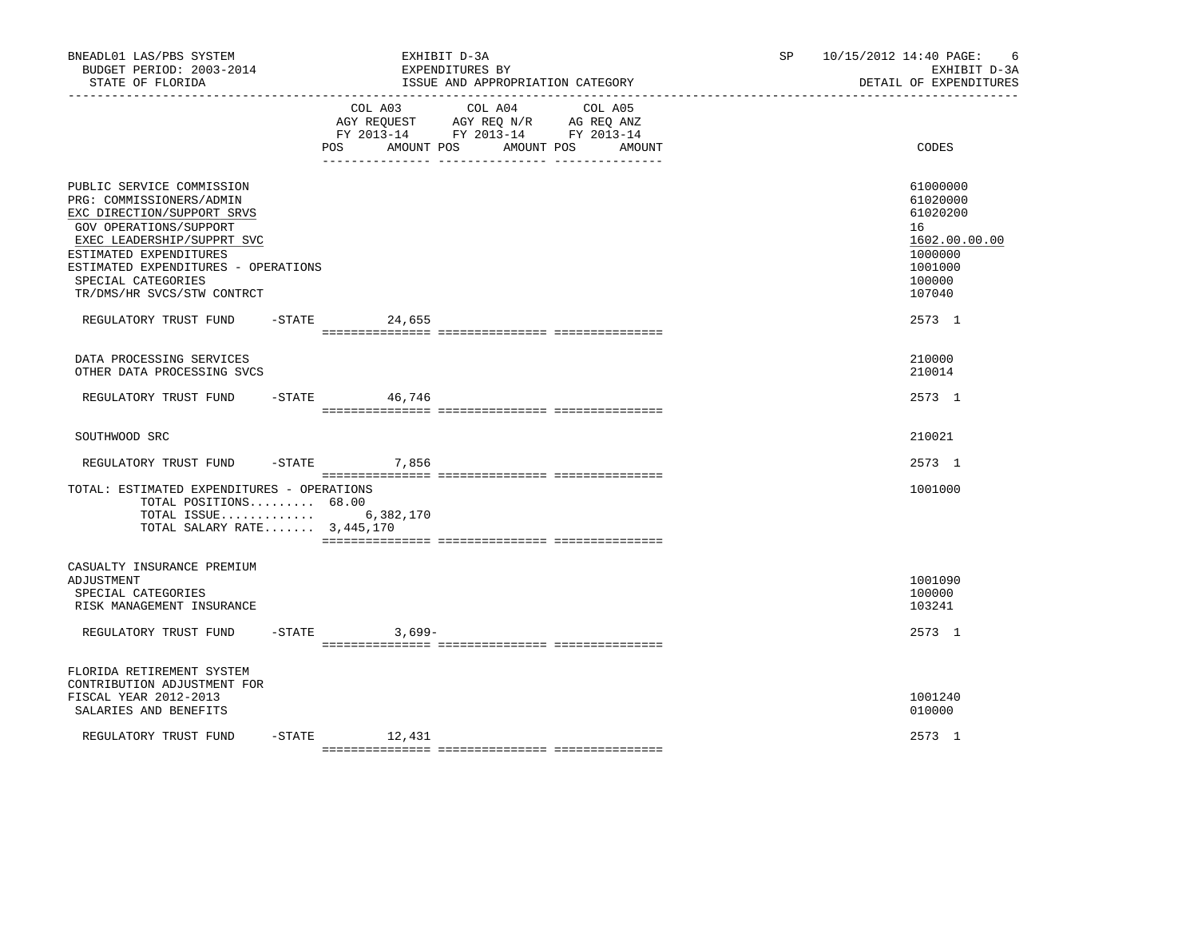BNEADL01 LAS/PBS SYSTEM | EXHIBIT D-3A | SP 10/15/2012 14:40
BUDGET PERIOD: 2003-2014 | EXPENDITURES BY | EXHIBIT D-3A
STATE OF FLORIDA | ISSUE AND APPROPRIATION CATEGORY | DETAIL OF EXPENDITURES

| | COL A03 AGY REQUEST FY 2013-14 POS AMOUNT | COL A04 AGY REQ N/R FY 2013-14 POS AMOUNT | COL A05 AG REQ ANZ FY 2013-14 POS AMOUNT | CODES |
|---|---|---|---|---|
| PUBLIC SERVICE COMMISSION | | | | 61000000 |
| PRG: COMMISSIONERS/ADMIN | | | | 61020000 |
| EXC DIRECTION/SUPPORT SRVS | | | | 61020200 |
| GOV OPERATIONS/SUPPORT | | | | 16 |
| EXEC LEADERSHIP/SUPPRT SVC | | | | 1602.00.00.00 |
| ESTIMATED EXPENDITURES | | | | 1000000 |
| ESTIMATED EXPENDITURES - OPERATIONS | | | | 1001000 |
| SPECIAL CATEGORIES | | | | 100000 |
| TR/DMS/HR SVCS/STW CONTRCT | | | | 107040 |
| REGULATORY TRUST FUND -STATE | 24,655 | | | 2573 1 |
| DATA PROCESSING SERVICES | | | | 210000 |
| OTHER DATA PROCESSING SVCS | | | | 210014 |
| REGULATORY TRUST FUND -STATE | 46,746 | | | 2573 1 |
| SOUTHWOOD SRC | | | | 210021 |
| REGULATORY TRUST FUND -STATE | 7,856 | | | 2573 1 |
| TOTAL: ESTIMATED EXPENDITURES - OPERATIONS | | | | 1001000 |
| TOTAL POSITIONS......... | 68.00 | | | |
| TOTAL ISSUE............. | 6,382,170 | | | |
| TOTAL SALARY RATE....... | 3,445,170 | | | |
| CASUALTY INSURANCE PREMIUM ADJUSTMENT | | | | 1001090 |
| SPECIAL CATEGORIES | | | | 100000 |
| RISK MANAGEMENT INSURANCE | | | | 103241 |
| REGULATORY TRUST FUND -STATE | 3,699- | | | 2573 1 |
| FLORIDA RETIREMENT SYSTEM CONTRIBUTION ADJUSTMENT FOR FISCAL YEAR 2012-2013 | | | | 1001240 |
| SALARIES AND BENEFITS | | | | 010000 |
| REGULATORY TRUST FUND -STATE | 12,431 | | | 2573 1 |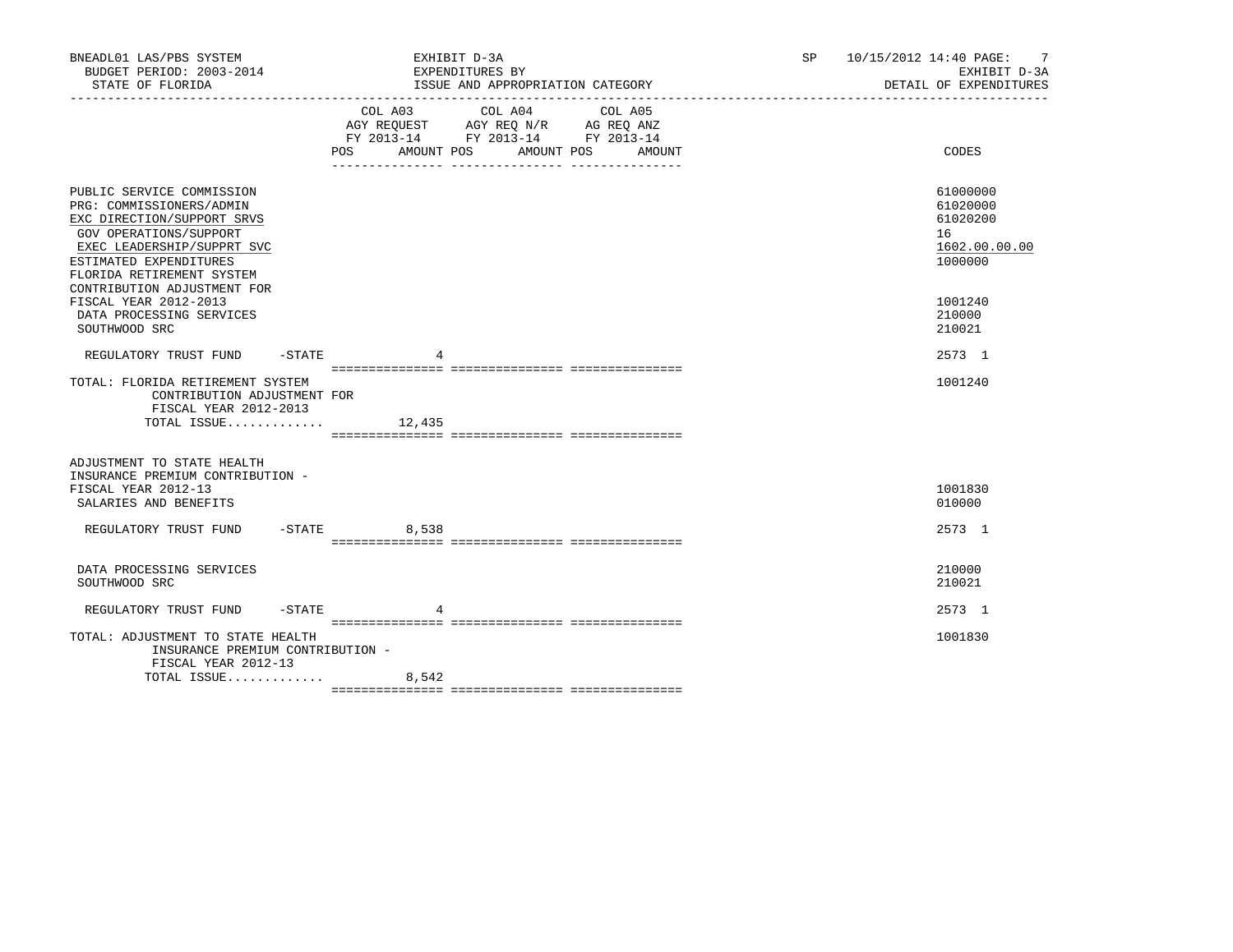BNEADL01 LAS/PBS SYSTEM
BUDGET PERIOD: 2003-2014
STATE OF FLORIDA

EXHIBIT D-3A
EXPENDITURES BY
ISSUE AND APPROPRIATION CATEGORY

SP 10/15/2012 14:40
EXHIBIT D-3A
DETAIL OF EXPENDITURES

| | COL A03 AGY REQUEST FY 2013-14 POS AMOUNT | COL A04 AGY REQ N/R FY 2013-14 POS AMOUNT | COL A05 AG REQ ANZ FY 2013-14 POS AMOUNT | CODES |
|---|---|---|---|---|
| PUBLIC SERVICE COMMISSION | | | | 61000000 |
| PRG: COMMISSIONERS/ADMIN | | | | 61020000 |
| EXC DIRECTION/SUPPORT SRVS | | | | 61020200 |
| GOV OPERATIONS/SUPPORT | | | | 16 |
| EXEC LEADERSHIP/SUPPRT SVC | | | | 1602.00.00.00 |
| ESTIMATED EXPENDITURES | | | | 1000000 |
| FLORIDA RETIREMENT SYSTEM CONTRIBUTION ADJUSTMENT FOR FISCAL YEAR 2012-2013 | | | | 1001240 |
| DATA PROCESSING SERVICES | | | | 210000 |
| SOUTHWOOD SRC | | | | 210021 |
| REGULATORY TRUST FUND -STATE | 4 | | | 2573 1 |
| TOTAL: FLORIDA RETIREMENT SYSTEM CONTRIBUTION ADJUSTMENT FOR FISCAL YEAR 2012-2013 | | | | 1001240 |
| TOTAL ISSUE............. | 12,435 | | | |
| ADJUSTMENT TO STATE HEALTH INSURANCE PREMIUM CONTRIBUTION - FISCAL YEAR 2012-13 | | | | 1001830 |
| SALARIES AND BENEFITS | | | | 010000 |
| REGULATORY TRUST FUND -STATE | 8,538 | | | 2573 1 |
| DATA PROCESSING SERVICES | | | | 210000 |
| SOUTHWOOD SRC | | | | 210021 |
| REGULATORY TRUST FUND -STATE | 4 | | | 2573 1 |
| TOTAL: ADJUSTMENT TO STATE HEALTH INSURANCE PREMIUM CONTRIBUTION - FISCAL YEAR 2012-13 | | | | 1001830 |
| TOTAL ISSUE............. | 8,542 | | | |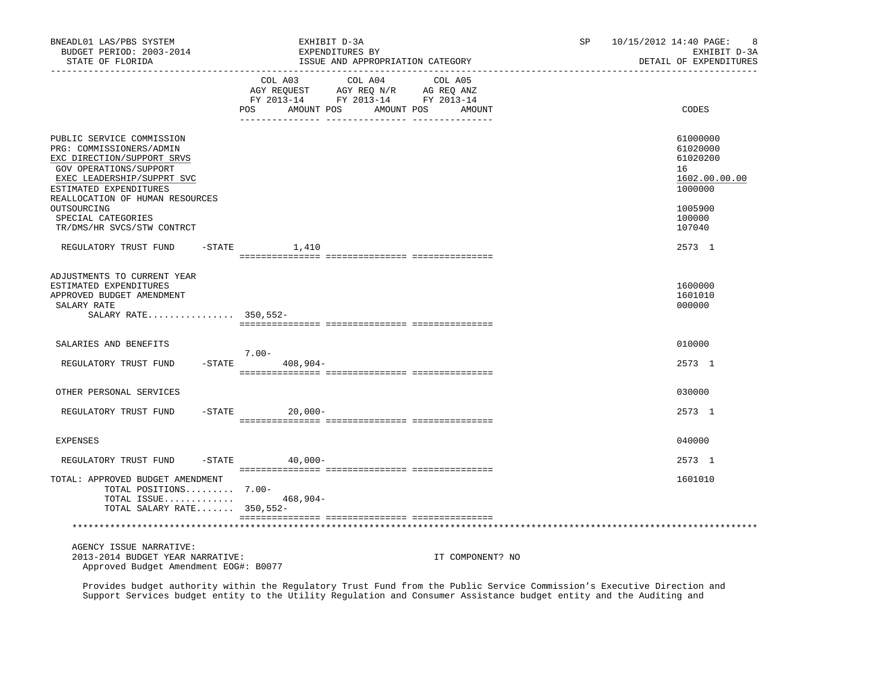BNEADL01 LAS/PBS SYSTEM
BUDGET PERIOD: 2003-2014
STATE OF FLORIDA

EXHIBIT D-3A
EXPENDITURES BY
ISSUE AND APPROPRIATION CATEGORY

SP 10/15/2012 14:40 PAGE: 8
EXHIBIT D-3A
DETAIL OF EXPENDITURES

| | COL A03 AGY REQUEST FY 2013-14 POS AMOUNT | COL A04 AGY REQ N/R FY 2013-14 POS AMOUNT | COL A05 AG REQ ANZ FY 2013-14 POS AMOUNT | CODES |
|---|---|---|---|---|
| PUBLIC SERVICE COMMISSION | | | | 61000000 |
| PRG: COMMISSIONERS/ADMIN | | | | 61020000 |
| EXC DIRECTION/SUPPORT SRVS | | | | 61020200 |
| GOV OPERATIONS/SUPPORT | | | | 16 |
| EXEC LEADERSHIP/SUPPRT SVC | | | | 1602.00.00.00 |
| ESTIMATED EXPENDITURES | | | | 1000000 |
| REALLOCATION OF HUMAN RESOURCES OUTSOURCING | | | | 1005900 |
| SPECIAL CATEGORIES | | | | 100000 |
| TR/DMS/HR SVCS/STW CONTRCT | | | | 107040 |
| REGULATORY TRUST FUND -STATE | 1,410 | | | 2573 1 |
| ADJUSTMENTS TO CURRENT YEAR | | | | 1600000 |
| ESTIMATED EXPENDITURES | | | | 1601010 |
| APPROVED BUDGET AMENDMENT | | | | 000000 |
| SALARY RATE | | | | |
| SALARY RATE................ | 350,552- | | | |
| SALARIES AND BENEFITS | | | | 010000 |
| REGULATORY TRUST FUND -STATE | 7.00- 408,904- | | | 2573 1 |
| OTHER PERSONAL SERVICES | | | | 030000 |
| REGULATORY TRUST FUND -STATE | 20,000- | | | 2573 1 |
| EXPENSES | | | | 040000 |
| REGULATORY TRUST FUND -STATE | 40,000- | | | 2573 1 |
| TOTAL: APPROVED BUDGET AMENDMENT | | | | 1601010 |
| TOTAL POSITIONS......... | 7.00- | | | |
| TOTAL ISSUE............. | 468,904- | | | |
| TOTAL SALARY RATE....... | 350,552- | | | |

AGENCY ISSUE NARRATIVE:
2013-2014 BUDGET YEAR NARRATIVE: IT COMPONENT? NO
Approved Budget Amendment EOG#: B0077

Provides budget authority within the Regulatory Trust Fund from the Public Service Commission's Executive Direction and Support Services budget entity to the Utility Regulation and Consumer Assistance budget entity and the Auditing and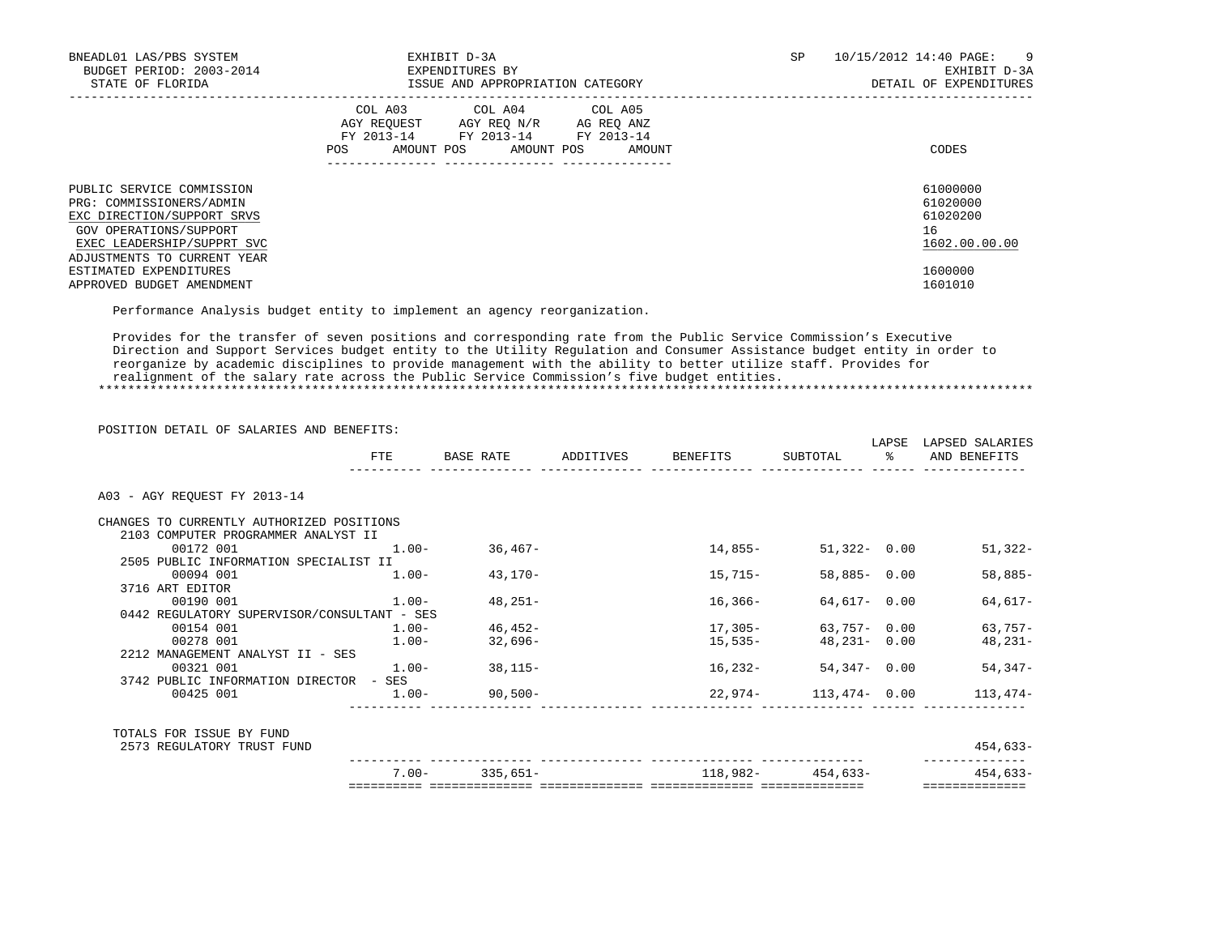BNEADL01 LAS/PBS SYSTEM | EXHIBIT D-3A | SP 10/15/2012 14:40
BUDGET PERIOD: 2003-2014 | EXPENDITURES BY | EXHIBIT D-3A
STATE OF FLORIDA | ISSUE AND APPROPRIATION CATEGORY | DETAIL OF EXPENDITURES

| | COL A03 AGY REQUEST FY 2013-14 POS AMOUNT | COL A04 AGY REQ N/R FY 2013-14 POS AMOUNT | COL A05 AG REQ ANZ FY 2013-14 POS AMOUNT | CODES |
|---|---|---|---|---|
| PUBLIC SERVICE COMMISSION | | | | 61000000 |
| PRG: COMMISSIONERS/ADMIN | | | | 61020000 |
| EXC DIRECTION/SUPPORT SRVS | | | | 61020200 |
| GOV OPERATIONS/SUPPORT | | | | 16 |
| EXEC LEADERSHIP/SUPPRT SVC | | | | 1602.00.00.00 |
| ADJUSTMENTS TO CURRENT YEAR ESTIMATED EXPENDITURES | | | | 1600000 |
| APPROVED BUDGET AMENDMENT | | | | 1601010 |

Performance Analysis budget entity to implement an agency reorganization.

Provides for the transfer of seven positions and corresponding rate from the Public Service Commission's Executive Direction and Support Services budget entity to the Utility Regulation and Consumer Assistance budget entity in order to reorganize by academic disciplines to provide management with the ability to better utilize staff. Provides for realignment of the salary rate across the Public Service Commission's five budget entities.

POSITION DETAIL OF SALARIES AND BENEFITS:

| | FTE | BASE RATE | ADDITIVES | BENEFITS | SUBTOTAL | LAPSE % | LAPSED SALARIES AND BENEFITS |
|---|---|---|---|---|---|---|---|
| A03 - AGY REQUEST FY 2013-14 | | | | | | | |
| CHANGES TO CURRENTLY AUTHORIZED POSITIONS | | | | | | | |
| 2103 COMPUTER PROGRAMMER ANALYST II | | | | | | | |
| 00172 001 | 1.00- | 36,467- | | 14,855- | 51,322- | 0.00 | 51,322- |
| 2505 PUBLIC INFORMATION SPECIALIST II | | | | | | | |
| 00094 001 | 1.00- | 43,170- | | 15,715- | 58,885- | 0.00 | 58,885- |
| 3716 ART EDITOR | | | | | | | |
| 00190 001 | 1.00- | 48,251- | | 16,366- | 64,617- | 0.00 | 64,617- |
| 0442 REGULATORY SUPERVISOR/CONSULTANT - SES | | | | | | | |
| 00154 001 | 1.00- | 46,452- | | 17,305- | 63,757- | 0.00 | 63,757- |
| 00278 001 | 1.00- | 32,696- | | 15,535- | 48,231- | 0.00 | 48,231- |
| 2212 MANAGEMENT ANALYST II - SES | | | | | | | |
| 00321 001 | 1.00- | 38,115- | | 16,232- | 54,347- | 0.00 | 54,347- |
| 3742 PUBLIC INFORMATION DIRECTOR - SES | | | | | | | |
| 00425 001 | 1.00- | 90,500- | | 22,974- | 113,474- | 0.00 | 113,474- |
| TOTALS FOR ISSUE BY FUND | | | | | | | |
| 2573 REGULATORY TRUST FUND | | | | | | | 454,633- |
| | 7.00- | 335,651- | | 118,982- | 454,633- | | 454,633- |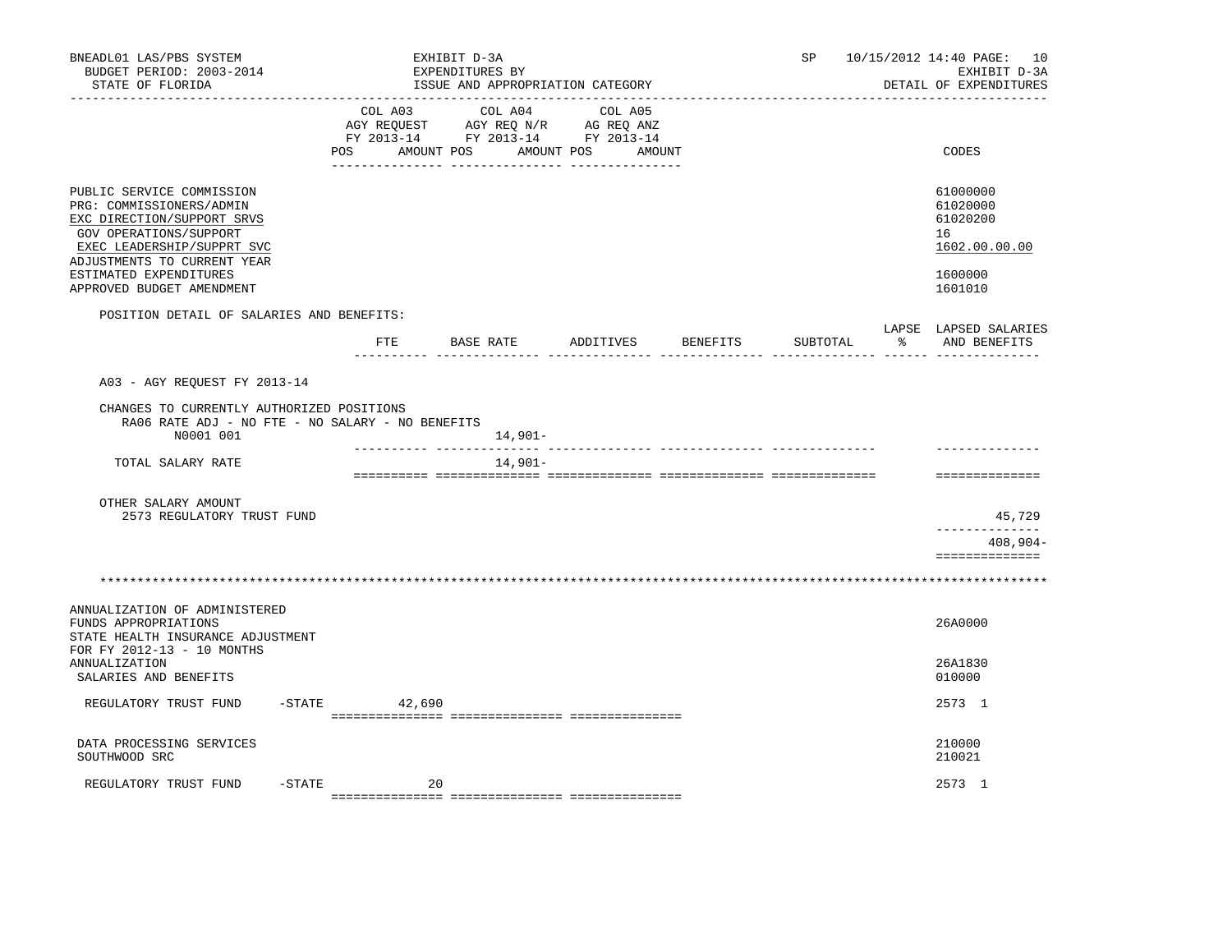BNEADL01 LAS/PBS SYSTEM — EXHIBIT D-3A — SP 10/15/2012 14:40
BUDGET PERIOD: 2003-2014 — EXPENDITURES BY — EXHIBIT D-3A
STATE OF FLORIDA — ISSUE AND APPROPRIATION CATEGORY — DETAIL OF EXPENDITURES

| | COL A03 AGY REQUEST FY 2013-14 POS AMOUNT | COL A04 AGY REQ N/R FY 2013-14 POS AMOUNT | COL A05 AG REQ ANZ FY 2013-14 POS AMOUNT | CODES |
|---|---|---|---|---|
| PUBLIC SERVICE COMMISSION | | | | 61000000 |
| PRG: COMMISSIONERS/ADMIN | | | | 61020000 |
| EXC DIRECTION/SUPPORT SRVS | | | | 61020200 |
| GOV OPERATIONS/SUPPORT | | | | 16 |
| EXEC LEADERSHIP/SUPPRT SVC | | | | 1602.00.00.00 |
| ADJUSTMENTS TO CURRENT YEAR ESTIMATED EXPENDITURES | | | | 1600000 |
| APPROVED BUDGET AMENDMENT | | | | 1601010 |

POSITION DETAIL OF SALARIES AND BENEFITS:

| | FTE | BASE RATE | ADDITIVES | BENEFITS | SUBTOTAL | LAPSE % | LAPSED SALARIES AND BENEFITS |
|---|---|---|---|---|---|---|---|
| A03 - AGY REQUEST FY 2013-14 | | | | | | | |
| CHANGES TO CURRENTLY AUTHORIZED POSITIONS | | | | | | | |
| RA06 RATE ADJ - NO FTE - NO SALARY - NO BENEFITS | | | | | | | |
| N0001 001 | | 14,901- | | | | | |
| TOTAL SALARY RATE | | 14,901- | | | | | |
| OTHER SALARY AMOUNT | | | | | | | |
| 2573 REGULATORY TRUST FUND | | | | | | | 45,729 |
| | | | | | | | 408,904- |

************************************************************************************************************************

| | COL A03 | COL A04 | COL A05 | CODES |
|---|---|---|---|---|
| ANNUALIZATION OF ADMINISTERED FUNDS APPROPRIATIONS | | | | 26A0000 |
| STATE HEALTH INSURANCE ADJUSTMENT FOR FY 2012-13 - 10 MONTHS ANNUALIZATION | | | | 26A1830 |
| SALARIES AND BENEFITS | | | | 010000 |
| REGULATORY TRUST FUND -STATE | 42,690 | | | 2573 1 |
| DATA PROCESSING SERVICES | | | | 210000 |
| SOUTHWOOD SRC | | | | 210021 |
| REGULATORY TRUST FUND -STATE | 20 | | | 2573 1 |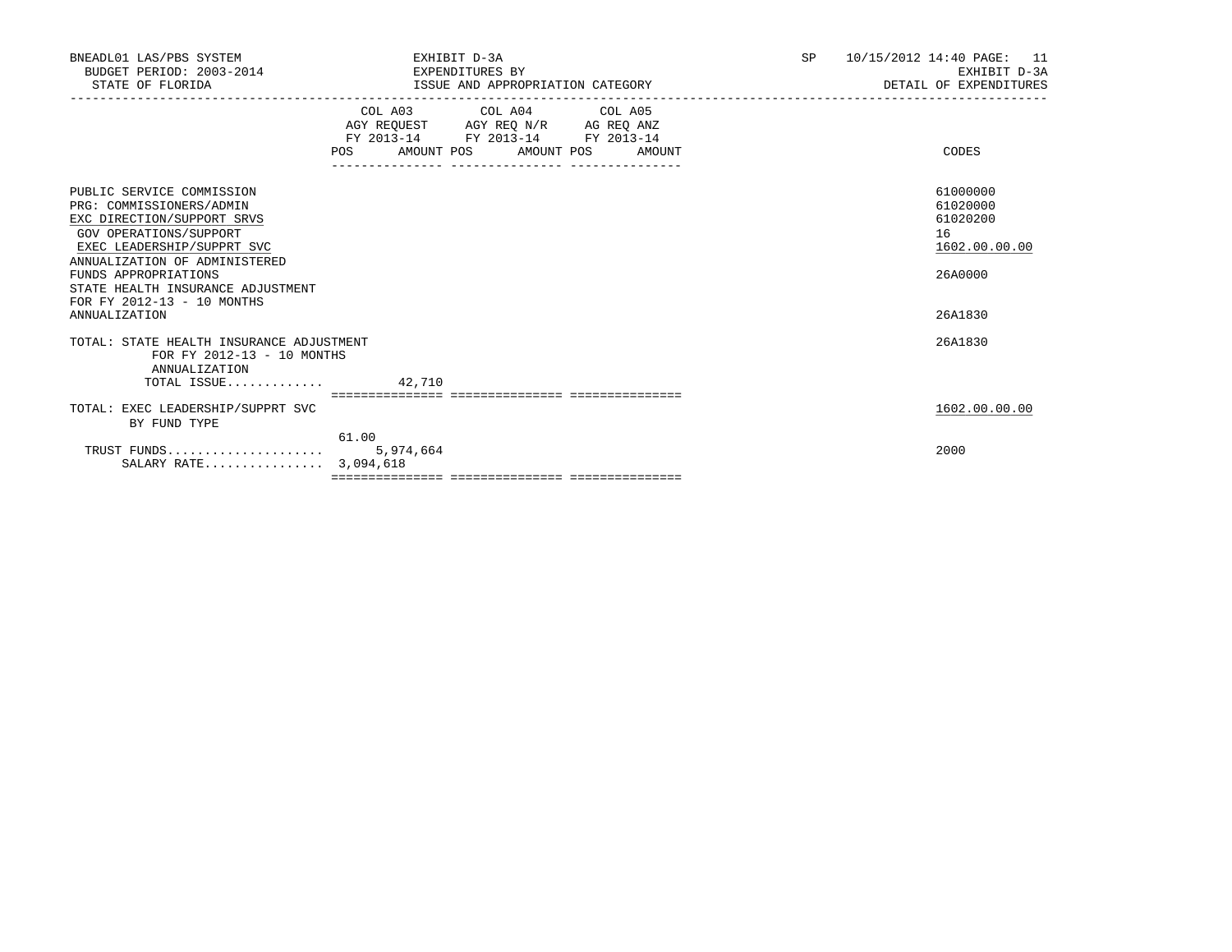BNEADL01 LAS/PBS SYSTEM — EXHIBIT D-3A — SP 10/15/2012 14:40

BUDGET PERIOD: 2003-2014 — EXPENDITURES BY — EXHIBIT D-3A

STATE OF FLORIDA — ISSUE AND APPROPRIATION CATEGORY — DETAIL OF EXPENDITURES

| | COL A03 AGY REQUEST FY 2013-14 POS | AMOUNT | COL A04 AGY REQ N/R FY 2013-14 POS | AMOUNT | COL A05 AG REQ ANZ FY 2013-14 POS | AMOUNT | CODES |
|---|---|---|---|---|---|---|---|
| PUBLIC SERVICE COMMISSION | | | | | | | 61000000 |
| PRG: COMMISSIONERS/ADMIN | | | | | | | 61020000 |
| EXC DIRECTION/SUPPORT SRVS | | | | | | | 61020200 |
| GOV OPERATIONS/SUPPORT | | | | | | | 16 |
| EXEC LEADERSHIP/SUPPRT SVC | | | | | | | 1602.00.00.00 |
| ANNUALIZATION OF ADMINISTERED FUNDS APPROPRIATIONS | | | | | | | 26A0000 |
| STATE HEALTH INSURANCE ADJUSTMENT FOR FY 2012-13 - 10 MONTHS ANNUALIZATION | | | | | | | 26A1830 |
| TOTAL: STATE HEALTH INSURANCE ADJUSTMENT FOR FY 2012-13 - 10 MONTHS ANNUALIZATION | | | | | | | 26A1830 |
| TOTAL ISSUE............. | | 42,710 | | | | | |
| TOTAL: EXEC LEADERSHIP/SUPPRT SVC BY FUND TYPE | | | | | | | 1602.00.00.00 |
| | 61.00 | | | | | | |
| TRUST FUNDS..................... | | 5,974,664 | | | | | 2000 |
| SALARY RATE................ | 3,094,618 | | | | | | |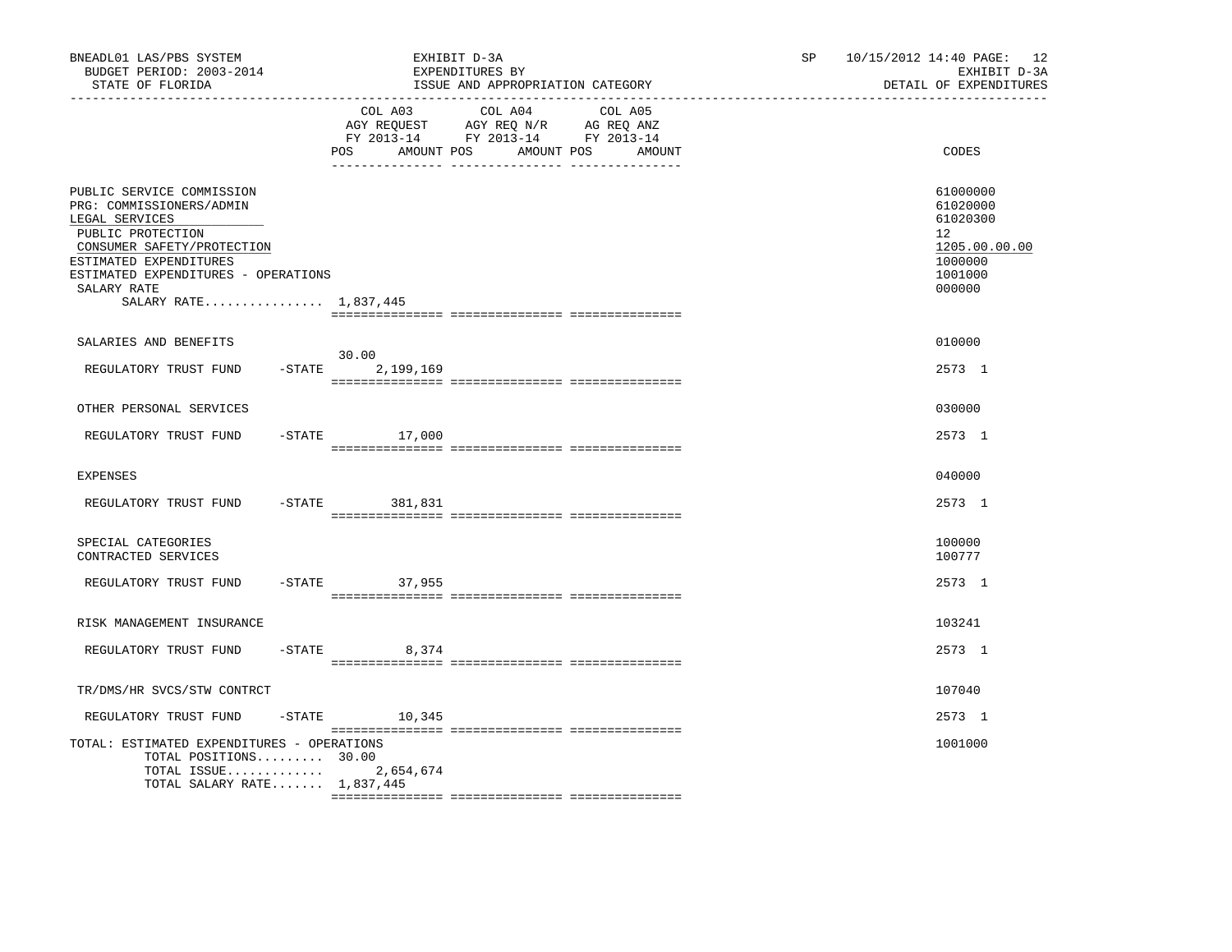BNEADL01 LAS/PBS SYSTEM | EXHIBIT D-3A | SP 10/15/2012 14:40

BUDGET PERIOD: 2003-2014 | EXPENDITURES BY | EXHIBIT D-3A

STATE OF FLORIDA | ISSUE AND APPROPRIATION CATEGORY | DETAIL OF EXPENDITURES

| | COL A03 AGY REQUEST FY 2013-14 POS | AMOUNT | COL A04 AGY REQ N/R FY 2013-14 POS | AMOUNT | COL A05 AG REQ ANZ FY 2013-14 POS | AMOUNT | CODES |
|---|---|---|---|---|---|---|---|
| PUBLIC SERVICE COMMISSION | | | | | | | 61000000 |
| PRG: COMMISSIONERS/ADMIN | | | | | | | 61020000 |
| LEGAL SERVICES | | | | | | | 61020300 |
| PUBLIC PROTECTION | | | | | | | 12 |
| CONSUMER SAFETY/PROTECTION | | | | | | | 1205.00.00.00 |
| ESTIMATED EXPENDITURES | | | | | | | 1000000 |
| ESTIMATED EXPENDITURES - OPERATIONS | | | | | | | 1001000 |
| SALARY RATE | | | | | | | 000000 |
| SALARY RATE................ 1,837,445 | | | | | | | |
| SALARIES AND BENEFITS | | | | | | | 010000 |
| REGULATORY TRUST FUND -STATE | 30.00 | 2,199,169 | | | | | 2573 1 |
| OTHER PERSONAL SERVICES | | | | | | | 030000 |
| REGULATORY TRUST FUND -STATE | | 17,000 | | | | | 2573 1 |
| EXPENSES | | | | | | | 040000 |
| REGULATORY TRUST FUND -STATE | | 381,831 | | | | | 2573 1 |
| SPECIAL CATEGORIES | | | | | | | 100000 |
| CONTRACTED SERVICES | | | | | | | 100777 |
| REGULATORY TRUST FUND -STATE | | 37,955 | | | | | 2573 1 |
| RISK MANAGEMENT INSURANCE | | | | | | | 103241 |
| REGULATORY TRUST FUND -STATE | | 8,374 | | | | | 2573 1 |
| TR/DMS/HR SVCS/STW CONTRCT | | | | | | | 107040 |
| REGULATORY TRUST FUND -STATE | | 10,345 | | | | | 2573 1 |
| TOTAL: ESTIMATED EXPENDITURES - OPERATIONS | | | | | | | 1001000 |
| TOTAL POSITIONS......... | 30.00 | | | | | | |
| TOTAL ISSUE............. | | 2,654,674 | | | | | |
| TOTAL SALARY RATE....... 1,837,445 | | | | | | | |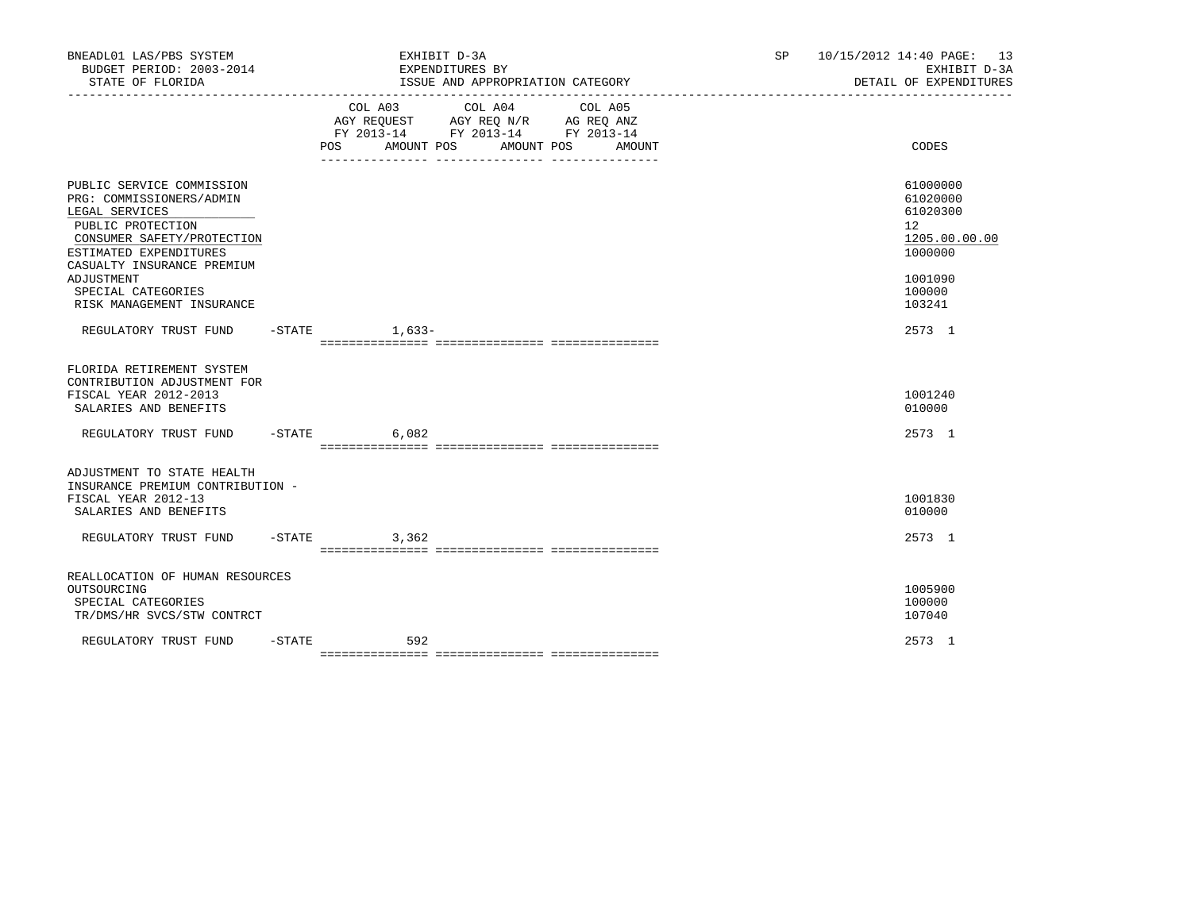BNEADL01 LAS/PBS SYSTEM | EXHIBIT D-3A | SP 10/15/2012 14:40
BUDGET PERIOD: 2003-2014 | EXPENDITURES BY | EXHIBIT D-3A
STATE OF FLORIDA | ISSUE AND APPROPRIATION CATEGORY | DETAIL OF EXPENDITURES

| | COL A03 AGY REQUEST FY 2013-14 POS | AMOUNT | COL A04 AGY REQ N/R FY 2013-14 POS | AMOUNT | COL A05 AG REQ ANZ FY 2013-14 POS | AMOUNT | CODES |
|---|---|---|---|---|---|---|---|
| PUBLIC SERVICE COMMISSION | | | | | | | 61000000 |
| PRG: COMMISSIONERS/ADMIN | | | | | | | 61020000 |
| LEGAL SERVICES | | | | | | | 61020300 |
| PUBLIC PROTECTION | | | | | | | 12 |
| CONSUMER SAFETY/PROTECTION | | | | | | | 1205.00.00.00 |
| ESTIMATED EXPENDITURES | | | | | | | 1000000 |
| CASUALTY INSURANCE PREMIUM ADJUSTMENT | | | | | | | 1001090 |
| SPECIAL CATEGORIES | | | | | | | 100000 |
| RISK MANAGEMENT INSURANCE | | | | | | | 103241 |
| REGULATORY TRUST FUND -STATE | | 1,633- | | | | | 2573 1 |
| FLORIDA RETIREMENT SYSTEM CONTRIBUTION ADJUSTMENT FOR FISCAL YEAR 2012-2013 | | | | | | | 1001240 |
| SALARIES AND BENEFITS | | | | | | | 010000 |
| REGULATORY TRUST FUND -STATE | | 6,082 | | | | | 2573 1 |
| ADJUSTMENT TO STATE HEALTH INSURANCE PREMIUM CONTRIBUTION - FISCAL YEAR 2012-13 | | | | | | | 1001830 |
| SALARIES AND BENEFITS | | | | | | | 010000 |
| REGULATORY TRUST FUND -STATE | | 3,362 | | | | | 2573 1 |
| REALLOCATION OF HUMAN RESOURCES OUTSOURCING | | | | | | | 1005900 |
| SPECIAL CATEGORIES | | | | | | | 100000 |
| TR/DMS/HR SVCS/STW CONTRCT | | | | | | | 107040 |
| REGULATORY TRUST FUND -STATE | | 592 | | | | | 2573 1 |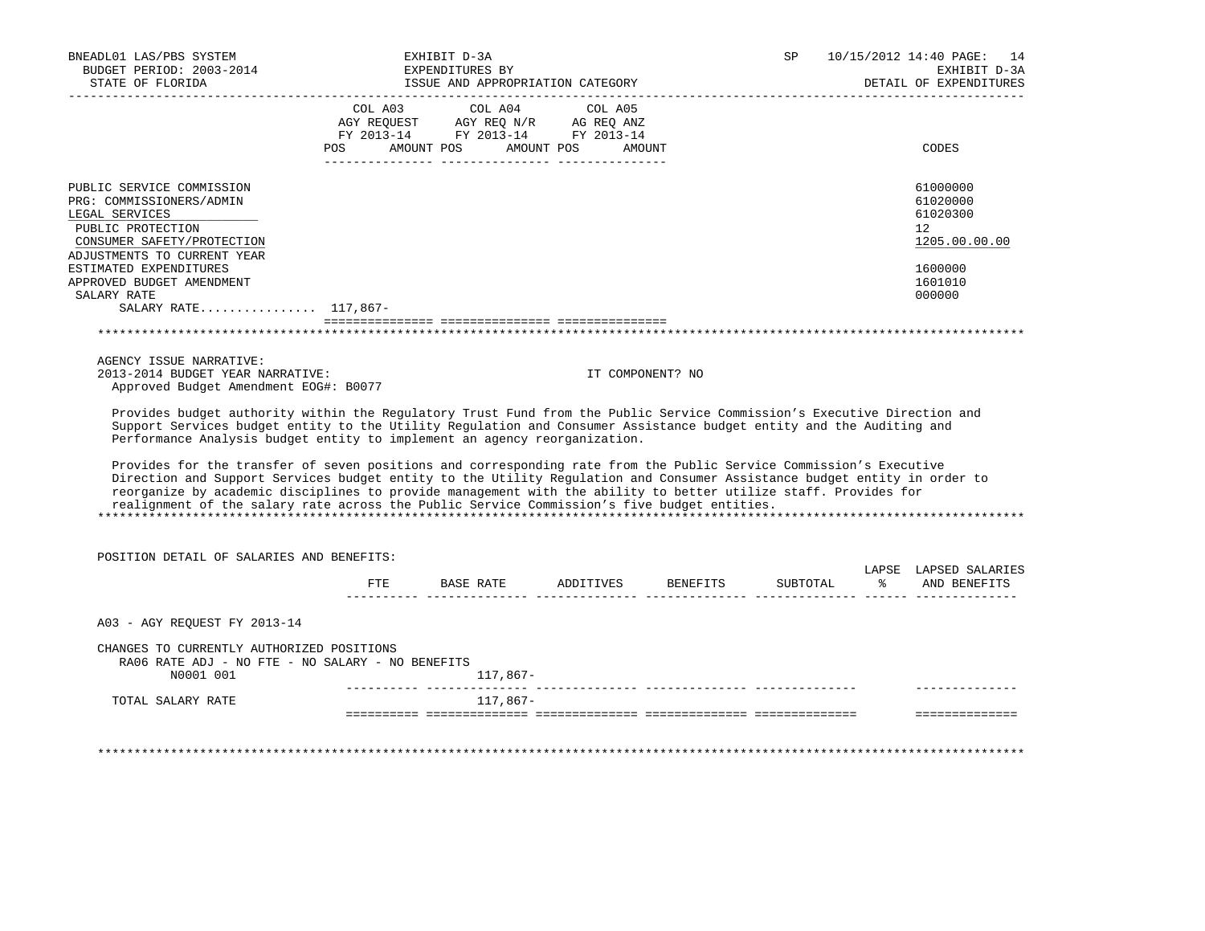BNEADL01 LAS/PBS SYSTEM
BUDGET PERIOD: 2003-2014
STATE OF FLORIDA

EXHIBIT D-3A
EXPENDITURES BY
ISSUE AND APPROPRIATION CATEGORY

SP 10/15/2012 14:40
EXHIBIT D-3A
DETAIL OF EXPENDITURES

| | COL A03 AGY REQUEST FY 2013-14 POS AMOUNT | COL A04 AGY REQ N/R FY 2013-14 POS AMOUNT | COL A05 AG REQ ANZ FY 2013-14 POS AMOUNT | CODES |
|---|---|---|---|---|
| PUBLIC SERVICE COMMISSION | | | | 61000000 |
| PRG: COMMISSIONERS/ADMIN | | | | 61020000 |
| LEGAL SERVICES | | | | 61020300 |
| PUBLIC PROTECTION | | | | 12 |
| CONSUMER SAFETY/PROTECTION | | | | 1205.00.00.00 |
| ADJUSTMENTS TO CURRENT YEAR | | | | |
| ESTIMATED EXPENDITURES | | | | 1600000 |
| APPROVED BUDGET AMENDMENT | | | | 1601010 |
| SALARY RATE | | | | 000000 |
| SALARY RATE................ | 117,867- | | | |

AGENCY ISSUE NARRATIVE:
2013-2014 BUDGET YEAR NARRATIVE: IT COMPONENT? NO
Approved Budget Amendment EOG#: B0077

Provides budget authority within the Regulatory Trust Fund from the Public Service Commission's Executive Direction and Support Services budget entity to the Utility Regulation and Consumer Assistance budget entity and the Auditing and Performance Analysis budget entity to implement an agency reorganization.

Provides for the transfer of seven positions and corresponding rate from the Public Service Commission's Executive Direction and Support Services budget entity to the Utility Regulation and Consumer Assistance budget entity in order to reorganize by academic disciplines to provide management with the ability to better utilize staff. Provides for realignment of the salary rate across the Public Service Commission's five budget entities.

POSITION DETAIL OF SALARIES AND BENEFITS:

| | FTE | BASE RATE | ADDITIVES | BENEFITS | SUBTOTAL | LAPSE % | LAPSED SALARIES AND BENEFITS |
|---|---|---|---|---|---|---|---|
| A03 - AGY REQUEST FY 2013-14 | | | | | | | |
| CHANGES TO CURRENTLY AUTHORIZED POSITIONS | | | | | | | |
| RA06 RATE ADJ - NO FTE - NO SALARY - NO BENEFITS | | | | | | | |
| N0001 001 | | 117,867- | | | | | |
| TOTAL SALARY RATE | | 117,867- | | | | | |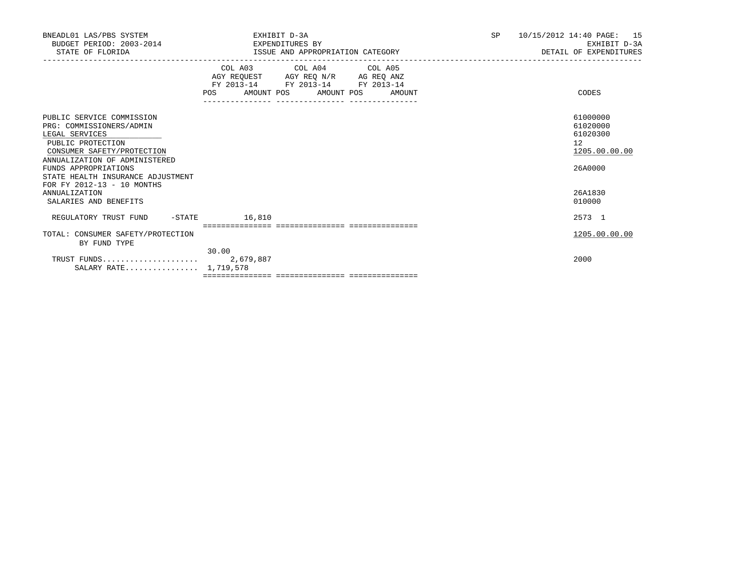| | COL A03 AGY REQUEST FY 2013-14 POS | AMOUNT | COL A04 AGY REQ N/R FY 2013-14 POS | AMOUNT | COL A05 AG REQ ANZ FY 2013-14 POS | AMOUNT | CODES |
|---|---|---|---|---|---|---|---|
| PUBLIC SERVICE COMMISSION | | | | | | | 61000000 |
| PRG: COMMISSIONERS/ADMIN | | | | | | | 61020000 |
| LEGAL SERVICES | | | | | | | 61020300 |
| PUBLIC PROTECTION | | | | | | | 12 |
| CONSUMER SAFETY/PROTECTION | | | | | | | 1205.00.00.00 |
| ANNUALIZATION OF ADMINISTERED FUNDS APPROPRIATIONS | | | | | | | 26A0000 |
| STATE HEALTH INSURANCE ADJUSTMENT FOR FY 2012-13 - 10 MONTHS ANNUALIZATION | | | | | | | 26A1830 |
| SALARIES AND BENEFITS | | | | | | | 010000 |
| REGULATORY TRUST FUND -STATE | | 16,810 | | | | | 2573 1 |
| TOTAL: CONSUMER SAFETY/PROTECTION | | | | | | | 1205.00.00.00 |
| BY FUND TYPE | | | | | | | |
| TRUST FUNDS..................... | 30.00 | 2,679,887 | | | | | 2000 |
| SALARY RATE................ | | 1,719,578 | | | | | |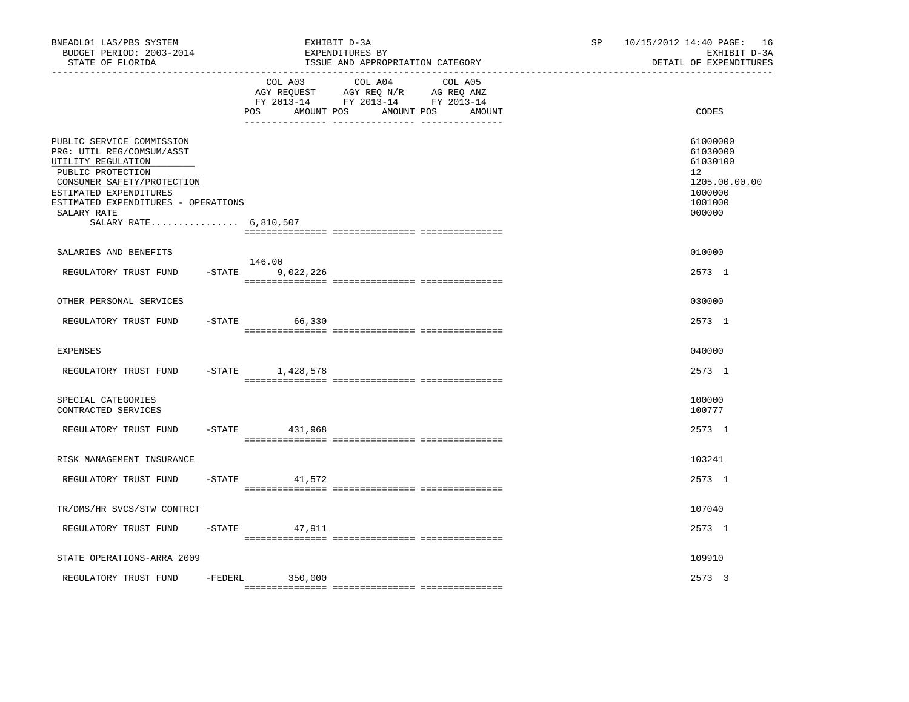BNEADL01 LAS/PBS SYSTEM
BUDGET PERIOD: 2003-2014
STATE OF FLORIDA

EXHIBIT D-3A
EXPENDITURES BY
ISSUE AND APPROPRIATION CATEGORY

SP 10/15/2012 14:40 PAGE: 16
EXHIBIT D-3A
DETAIL OF EXPENDITURES

| | COL A03 AGY REQUEST FY 2013-14 POS | AMOUNT | COL A04 AGY REQ N/R FY 2013-14 POS | AMOUNT | COL A05 AG REQ ANZ FY 2013-14 POS | AMOUNT | CODES |
|---|---|---|---|---|---|---|---|
| PUBLIC SERVICE COMMISSION | | | | | | | 61000000 |
| PRG: UTIL REG/COMSUM/ASST | | | | | | | 61030000 |
| UTILITY REGULATION | | | | | | | 61030100 |
| PUBLIC PROTECTION | | | | | | | 12 |
| CONSUMER SAFETY/PROTECTION | | | | | | | 1205.00.00.00 |
| ESTIMATED EXPENDITURES | | | | | | | 1000000 |
| ESTIMATED EXPENDITURES - OPERATIONS | | | | | | | 1001000 |
| SALARY RATE | | | | | | | 000000 |
| SALARY RATE................ 6,810,507 | | | | | | | |
| SALARIES AND BENEFITS | | | | | | | 010000 |
| REGULATORY TRUST FUND -STATE | 146.00 | 9,022,226 | | | | | 2573 1 |
| OTHER PERSONAL SERVICES | | | | | | | 030000 |
| REGULATORY TRUST FUND -STATE | | 66,330 | | | | | 2573 1 |
| EXPENSES | | | | | | | 040000 |
| REGULATORY TRUST FUND -STATE | | 1,428,578 | | | | | 2573 1 |
| SPECIAL CATEGORIES | | | | | | | 100000 |
| CONTRACTED SERVICES | | | | | | | 100777 |
| REGULATORY TRUST FUND -STATE | | 431,968 | | | | | 2573 1 |
| RISK MANAGEMENT INSURANCE | | | | | | | 103241 |
| REGULATORY TRUST FUND -STATE | | 41,572 | | | | | 2573 1 |
| TR/DMS/HR SVCS/STW CONTRCT | | | | | | | 107040 |
| REGULATORY TRUST FUND -STATE | | 47,911 | | | | | 2573 1 |
| STATE OPERATIONS-ARRA 2009 | | | | | | | 109910 |
| REGULATORY TRUST FUND -FEDERL | | 350,000 | | | | | 2573 3 |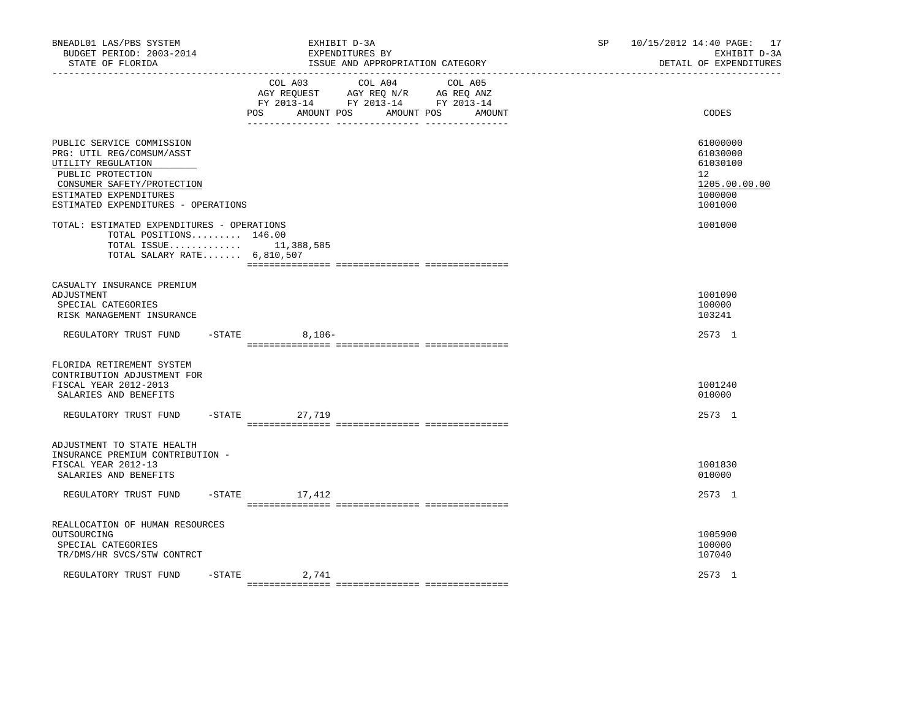| | COL A03 AGY REQUEST FY 2013-14 POS AMOUNT | COL A04 AGY REQ N/R FY 2013-14 POS AMOUNT | COL A05 AG REQ ANZ FY 2013-14 POS AMOUNT | CODES |
|---|---|---|---|---|
| PUBLIC SERVICE COMMISSION | | | | 61000000 |
| PRG: UTIL REG/COMSUM/ASST | | | | 61030000 |
| UTILITY REGULATION | | | | 61030100 |
| PUBLIC PROTECTION | | | | 12 |
| CONSUMER SAFETY/PROTECTION | | | | 1205.00.00.00 |
| ESTIMATED EXPENDITURES | | | | 1000000 |
| ESTIMATED EXPENDITURES - OPERATIONS | | | | 1001000 |
| TOTAL: ESTIMATED EXPENDITURES - OPERATIONS | | | | 1001000 |
| TOTAL POSITIONS......... 146.00 | | | | |
| TOTAL ISSUE............. | 11,388,585 | | | |
| TOTAL SALARY RATE....... 6,810,507 | | | | |
| CASUALTY INSURANCE PREMIUM ADJUSTMENT | | | | 1001090 |
| SPECIAL CATEGORIES | | | | 100000 |
| RISK MANAGEMENT INSURANCE | | | | 103241 |
| REGULATORY TRUST FUND -STATE | 8,106- | | | 2573 1 |
| FLORIDA RETIREMENT SYSTEM CONTRIBUTION ADJUSTMENT FOR FISCAL YEAR 2012-2013 | | | | 1001240 |
| SALARIES AND BENEFITS | | | | 010000 |
| REGULATORY TRUST FUND -STATE | 27,719 | | | 2573 1 |
| ADJUSTMENT TO STATE HEALTH INSURANCE PREMIUM CONTRIBUTION - FISCAL YEAR 2012-13 | | | | 1001830 |
| SALARIES AND BENEFITS | | | | 010000 |
| REGULATORY TRUST FUND -STATE | 17,412 | | | 2573 1 |
| REALLOCATION OF HUMAN RESOURCES OUTSOURCING | | | | 1005900 |
| SPECIAL CATEGORIES | | | | 100000 |
| TR/DMS/HR SVCS/STW CONTRCT | | | | 107040 |
| REGULATORY TRUST FUND -STATE | 2,741 | | | 2573 1 |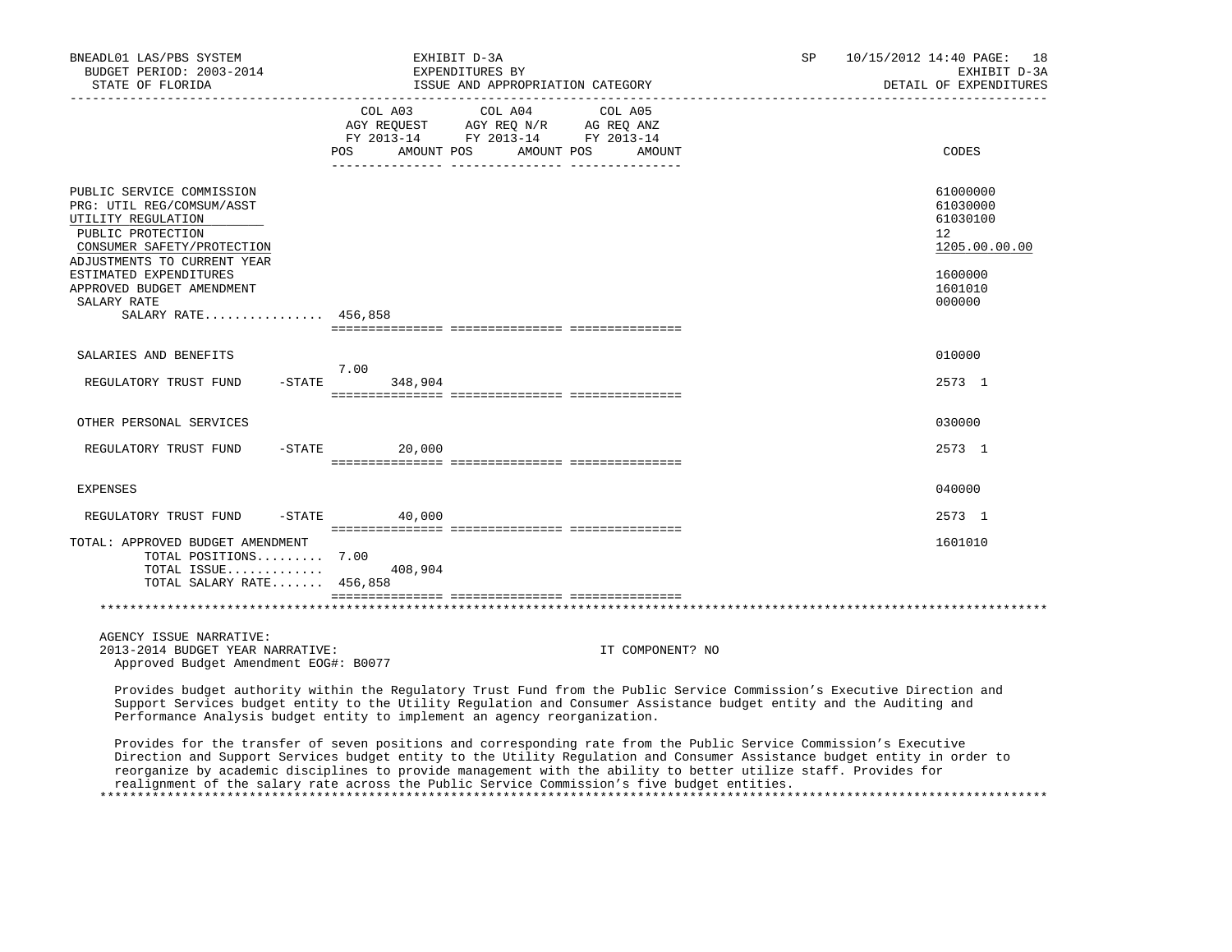| | COL A03 AGY REQUEST FY 2013-14 POS AMOUNT | COL A04 AGY REQ N/R FY 2013-14 POS AMOUNT | COL A05 AG REQ ANZ FY 2013-14 POS AMOUNT | CODES |
|---|---|---|---|---|
| PUBLIC SERVICE COMMISSION | | | | 61000000 |
| PRG: UTIL REG/COMSUM/ASST | | | | 61030000 |
| UTILITY REGULATION | | | | 61030100 |
| PUBLIC PROTECTION | | | | 12 |
| CONSUMER SAFETY/PROTECTION | | | | 1205.00.00.00 |
| ADJUSTMENTS TO CURRENT YEAR ESTIMATED EXPENDITURES | | | | 1600000 |
| APPROVED BUDGET AMENDMENT | | | | 1601010 |
| SALARY RATE | | | | 000000 |
| SALARY RATE................ | 456,858 | | | |
| SALARIES AND BENEFITS | | | | 010000 |
| REGULATORY TRUST FUND -STATE | 7.00 348,904 | | | 2573 1 |
| OTHER PERSONAL SERVICES | | | | 030000 |
| REGULATORY TRUST FUND -STATE | 20,000 | | | 2573 1 |
| EXPENSES | | | | 040000 |
| REGULATORY TRUST FUND -STATE | 40,000 | | | 2573 1 |
| TOTAL: APPROVED BUDGET AMENDMENT | | | | 1601010 |
| TOTAL POSITIONS......... | 7.00 | | | |
| TOTAL ISSUE............. | 408,904 | | | |
| TOTAL SALARY RATE....... | 456,858 | | | |

AGENCY ISSUE NARRATIVE:
2013-2014 BUDGET YEAR NARRATIVE: IT COMPONENT? NO
Approved Budget Amendment EOG#: B0077

Provides budget authority within the Regulatory Trust Fund from the Public Service Commission's Executive Direction and Support Services budget entity to the Utility Regulation and Consumer Assistance budget entity and the Auditing and Performance Analysis budget entity to implement an agency reorganization.

Provides for the transfer of seven positions and corresponding rate from the Public Service Commission's Executive Direction and Support Services budget entity to the Utility Regulation and Consumer Assistance budget entity in order to reorganize by academic disciplines to provide management with the ability to better utilize staff. Provides for realignment of the salary rate across the Public Service Commission's five budget entities.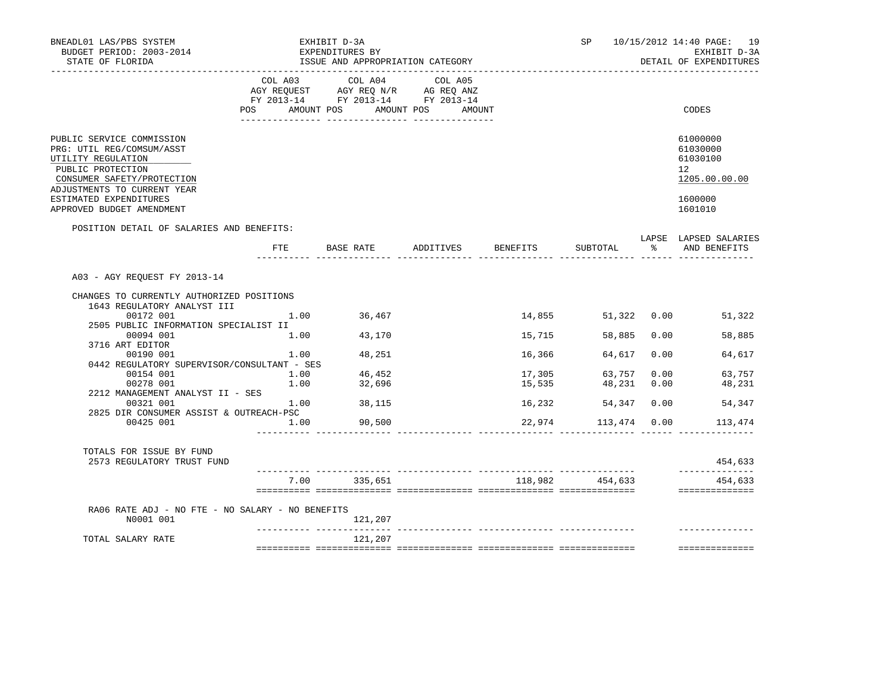BNEADL01 LAS/PBS SYSTEM
BUDGET PERIOD: 2003-2014
STATE OF FLORIDA

EXHIBIT D-3A
EXPENDITURES BY
ISSUE AND APPROPRIATION CATEGORY

SP 10/15/2012 14:40
EXHIBIT D-3A
DETAIL OF EXPENDITURES

| | COL A03 AGY REQUEST FY 2013-14 | | COL A04 AGY REQ N/R FY 2013-14 | | COL A05 AG REQ ANZ FY 2013-14 | | |
|---|---|---|---|---|---|---|---|
| | POS | AMOUNT | POS | AMOUNT | POS | AMOUNT | CODES |
| PUBLIC SERVICE COMMISSION | | | | | | | 61000000 |
| PRG: UTIL REG/COMSUM/ASST | | | | | | | 61030000 |
| UTILITY REGULATION | | | | | | | 61030100 |
| PUBLIC PROTECTION | | | | | | | 12 |
| CONSUMER SAFETY/PROTECTION | | | | | | | 1205.00.00.00 |
| ADJUSTMENTS TO CURRENT YEAR | | | | | | | |
| ESTIMATED EXPENDITURES | | | | | | | 1600000 |
| APPROVED BUDGET AMENDMENT | | | | | | | 1601010 |

POSITION DETAIL OF SALARIES AND BENEFITS:

| | FTE | BASE RATE | ADDITIVES | BENEFITS | SUBTOTAL | LAPSE % | LAPSED SALARIES AND BENEFITS |
|---|---|---|---|---|---|---|---|
| A03 - AGY REQUEST FY 2013-14 | | | | | | | |
| CHANGES TO CURRENTLY AUTHORIZED POSITIONS | | | | | | | |
| 1643 REGULATORY ANALYST III | | | | | | | |
| 00172 001 | 1.00 | 36,467 | | 14,855 | 51,322 | 0.00 | 51,322 |
| 2505 PUBLIC INFORMATION SPECIALIST II | | | | | | | |
| 00094 001 | 1.00 | 43,170 | | 15,715 | 58,885 | 0.00 | 58,885 |
| 3716 ART EDITOR | | | | | | | |
| 00190 001 | 1.00 | 48,251 | | 16,366 | 64,617 | 0.00 | 64,617 |
| 0442 REGULATORY SUPERVISOR/CONSULTANT - SES | | | | | | | |
| 00154 001 | 1.00 | 46,452 | | 17,305 | 63,757 | 0.00 | 63,757 |
| 00278 001 | 1.00 | 32,696 | | 15,535 | 48,231 | 0.00 | 48,231 |
| 2212 MANAGEMENT ANALYST II - SES | | | | | | | |
| 00321 001 | 1.00 | 38,115 | | 16,232 | 54,347 | 0.00 | 54,347 |
| 2825 DIR CONSUMER ASSIST & OUTREACH-PSC | | | | | | | |
| 00425 001 | 1.00 | 90,500 | | 22,974 | 113,474 | 0.00 | 113,474 |
| TOTALS FOR ISSUE BY FUND | | | | | | | |
| 2573 REGULATORY TRUST FUND | | | | | | | 454,633 |
| | 7.00 | 335,651 | | 118,982 | 454,633 | | 454,633 |
| RA06 RATE ADJ - NO FTE - NO SALARY - NO BENEFITS | | | | | | | |
| N0001 001 | | 121,207 | | | | | |
| TOTAL SALARY RATE | | 121,207 | | | | | |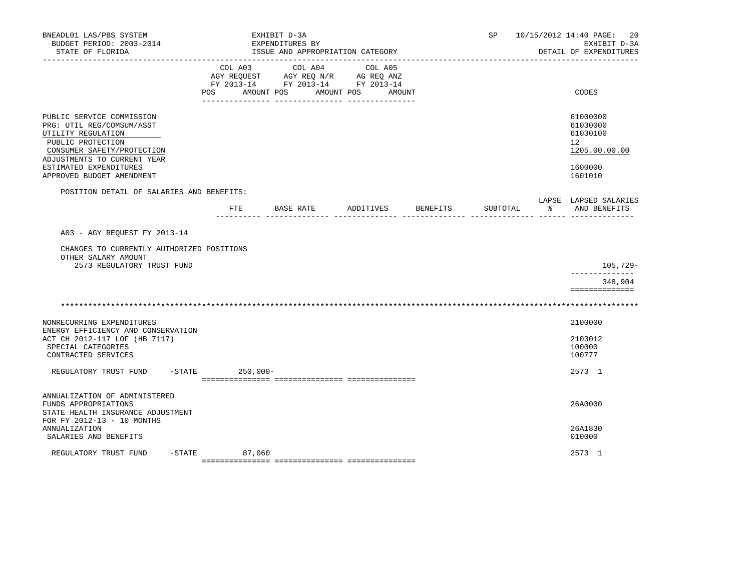BNEADL01 LAS/PBS SYSTEM — EXHIBIT D-3A — SP 10/15/2012 14:40
BUDGET PERIOD: 2003-2014 — EXPENDITURES BY — EXHIBIT D-3A
STATE OF FLORIDA — ISSUE AND APPROPRIATION CATEGORY — DETAIL OF EXPENDITURES

| | COL A03 AGY REQUEST FY 2013-14 POS AMOUNT | COL A04 AGY REQ N/R FY 2013-14 POS AMOUNT | COL A05 AG REQ ANZ FY 2013-14 POS AMOUNT | CODES |
|---|---|---|---|---|
| PUBLIC SERVICE COMMISSION | | | | 61000000 |
| PRG: UTIL REG/COMSUM/ASST | | | | 61030000 |
| UTILITY REGULATION | | | | 61030100 |
| PUBLIC PROTECTION | | | | 12 |
| CONSUMER SAFETY/PROTECTION | | | | 1205.00.00.00 |
| ADJUSTMENTS TO CURRENT YEAR | | | | |
| ESTIMATED EXPENDITURES | | | | 1600000 |
| APPROVED BUDGET AMENDMENT | | | | 1601010 |

POSITION DETAIL OF SALARIES AND BENEFITS:

| | FTE | BASE RATE | ADDITIVES | BENEFITS | SUBTOTAL | LAPSE % | LAPSED SALARIES AND BENEFITS |
|---|---|---|---|---|---|---|---|
| A03 - AGY REQUEST FY 2013-14 | | | | | | | |
| CHANGES TO CURRENTLY AUTHORIZED POSITIONS | | | | | | | |
| OTHER SALARY AMOUNT | | | | | | | |
| 2573 REGULATORY TRUST FUND | | | | | | | 105,729- |
| | | | | | | | 348,904 |

*******************************************************************************************************************

| | COL A03 | COL A04 | COL A05 | CODES |
|---|---|---|---|---|
| NONRECURRING EXPENDITURES | | | | 2100000 |
| ENERGY EFFICIENCY AND CONSERVATION | | | | |
| ACT CH 2012-117 LOF (HB 7117) | | | | 2103012 |
| SPECIAL CATEGORIES | | | | 100000 |
| CONTRACTED SERVICES | | | | 100777 |
| REGULATORY TRUST FUND -STATE | 250,000- | | | 2573 1 |
| ANNUALIZATION OF ADMINISTERED | | | | |
| FUNDS APPROPRIATIONS | | | | 26A0000 |
| STATE HEALTH INSURANCE ADJUSTMENT | | | | |
| FOR FY 2012-13 - 10 MONTHS | | | | |
| ANNUALIZATION | | | | 26A1830 |
| SALARIES AND BENEFITS | | | | 010000 |
| REGULATORY TRUST FUND -STATE | 87,060 | | | 2573 1 |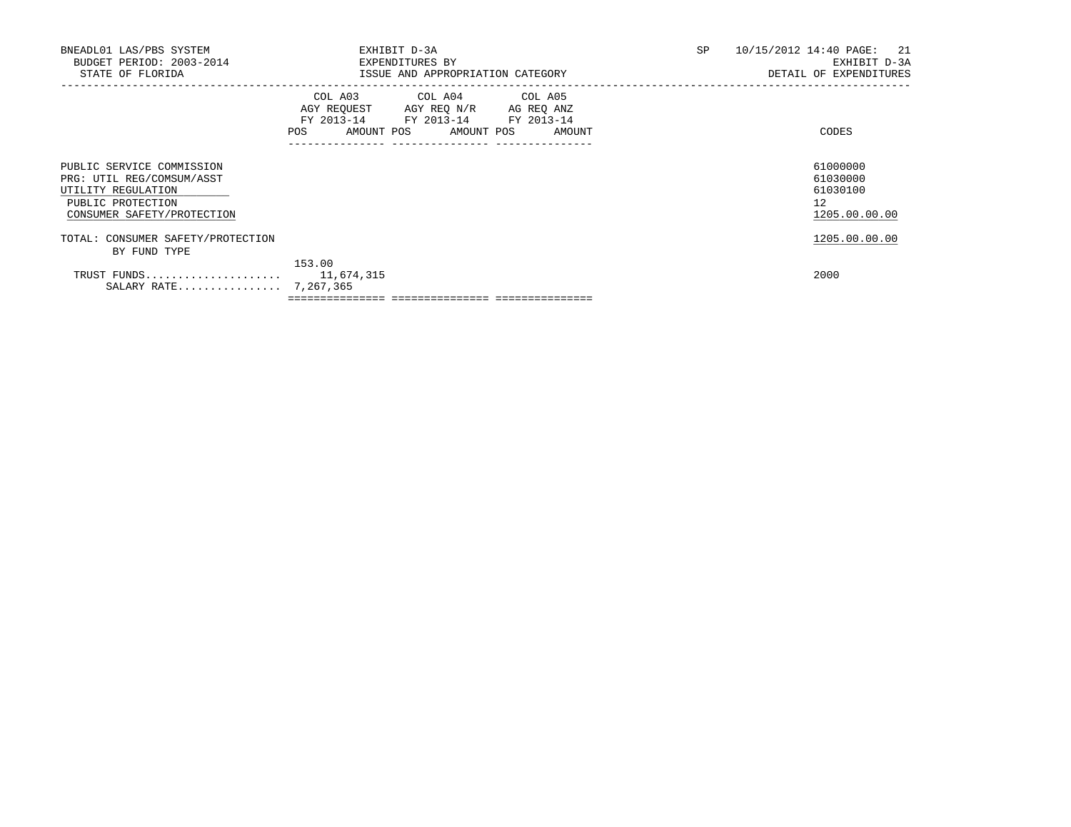BNEADL01 LAS/PBS SYSTEM — EXHIBIT D-3A — SP 10/15/2012 14:40 PAGE: 21

BUDGET PERIOD: 2003-2014 — EXPENDITURES BY — EXHIBIT D-3A

STATE OF FLORIDA — ISSUE AND APPROPRIATION CATEGORY — DETAIL OF EXPENDITURES

| | COL A03 AGY REQUEST FY 2013-14 POS AMOUNT | COL A04 AGY REQ N/R FY 2013-14 POS AMOUNT | COL A05 AG REQ ANZ FY 2013-14 POS AMOUNT | CODES |
|---|---|---|---|---|
| PUBLIC SERVICE COMMISSION | | | | 61000000 |
| PRG: UTIL REG/COMSUM/ASST | | | | 61030000 |
| UTILITY REGULATION | | | | 61030100 |
| PUBLIC PROTECTION | | | | 12 |
| CONSUMER SAFETY/PROTECTION | | | | 1205.00.00.00 |
| TOTAL: CONSUMER SAFETY/PROTECTION | | | | 1205.00.00.00 |
| BY FUND TYPE | | | | |
| | 153.00 | | | |
| TRUST FUNDS..................... | 11,674,315 | | | 2000 |
| SALARY RATE................ | 7,267,365 | | | |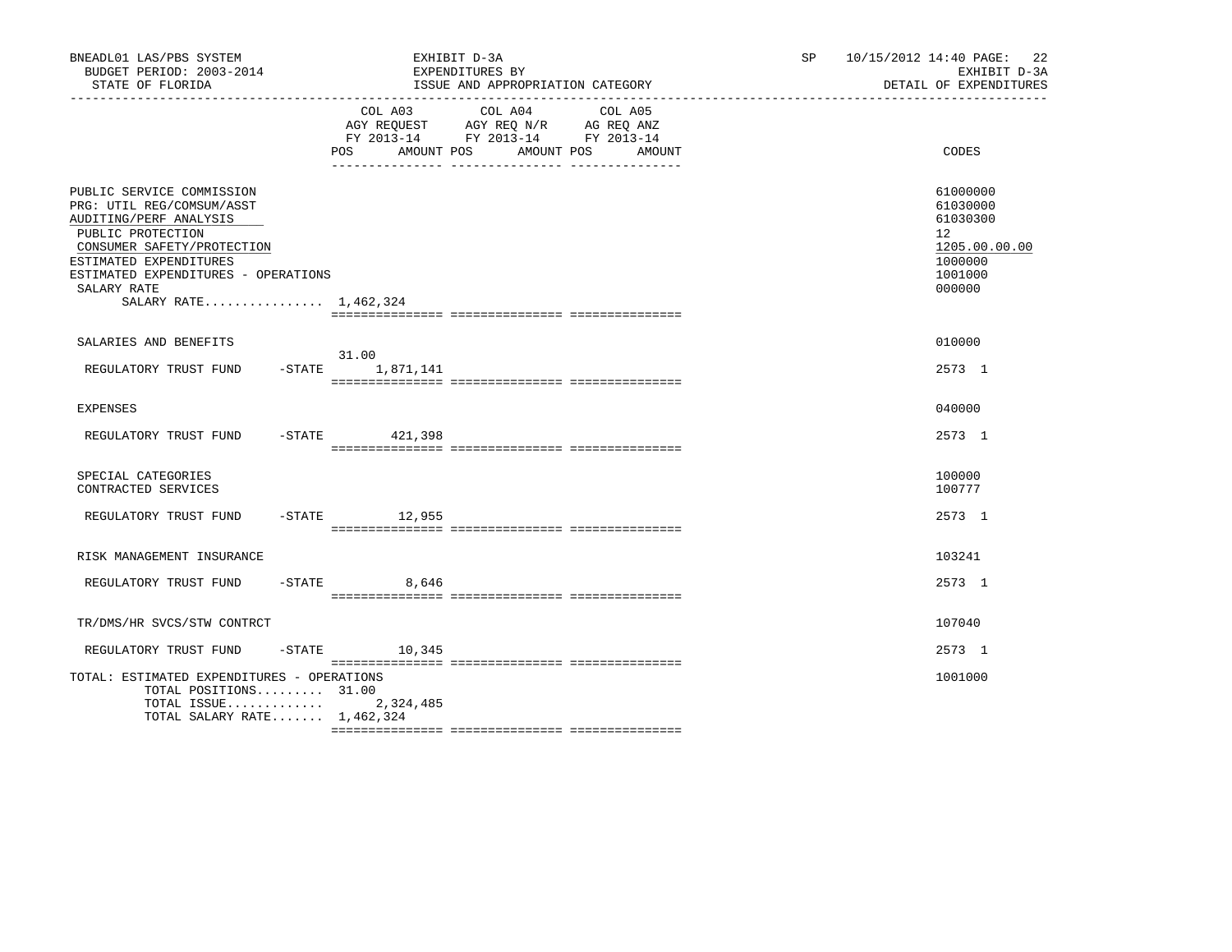BNEADL01 LAS/PBS SYSTEM | EXHIBIT D-3A | SP 10/15/2012 14:40
BUDGET PERIOD: 2003-2014 | EXPENDITURES BY | EXHIBIT D-3A
STATE OF FLORIDA | ISSUE AND APPROPRIATION CATEGORY | DETAIL OF EXPENDITURES

| | COL A03 AGY REQUEST FY 2013-14 POS AMOUNT | COL A04 AGY REQ N/R FY 2013-14 POS AMOUNT | COL A05 AG REQ ANZ FY 2013-14 POS AMOUNT | CODES |
|---|---|---|---|---|
| PUBLIC SERVICE COMMISSION | | | | 61000000 |
| PRG: UTIL REG/COMSUM/ASST | | | | 61030000 |
| AUDITING/PERF ANALYSIS | | | | 61030300 |
| PUBLIC PROTECTION | | | | 12 |
| CONSUMER SAFETY/PROTECTION | | | | 1205.00.00.00 |
| ESTIMATED EXPENDITURES | | | | 1000000 |
| ESTIMATED EXPENDITURES - OPERATIONS | | | | 1001000 |
| SALARY RATE | | | | 000000 |
| SALARY RATE................ 1,462,324 | | | | |
| SALARIES AND BENEFITS | | | | 010000 |
| REGULATORY TRUST FUND -STATE | 31.00 1,871,141 | | | 2573 1 |
| EXPENSES | | | | 040000 |
| REGULATORY TRUST FUND -STATE | 421,398 | | | 2573 1 |
| SPECIAL CATEGORIES | | | | 100000 |
| CONTRACTED SERVICES | | | | 100777 |
| REGULATORY TRUST FUND -STATE | 12,955 | | | 2573 1 |
| RISK MANAGEMENT INSURANCE | | | | 103241 |
| REGULATORY TRUST FUND -STATE | 8,646 | | | 2573 1 |
| TR/DMS/HR SVCS/STW CONTRCT | | | | 107040 |
| REGULATORY TRUST FUND -STATE | 10,345 | | | 2573 1 |
| TOTAL: ESTIMATED EXPENDITURES - OPERATIONS | | | | 1001000 |
| TOTAL POSITIONS......... 31.00 | | | | |
| TOTAL ISSUE............. | 2,324,485 | | | |
| TOTAL SALARY RATE....... 1,462,324 | | | | |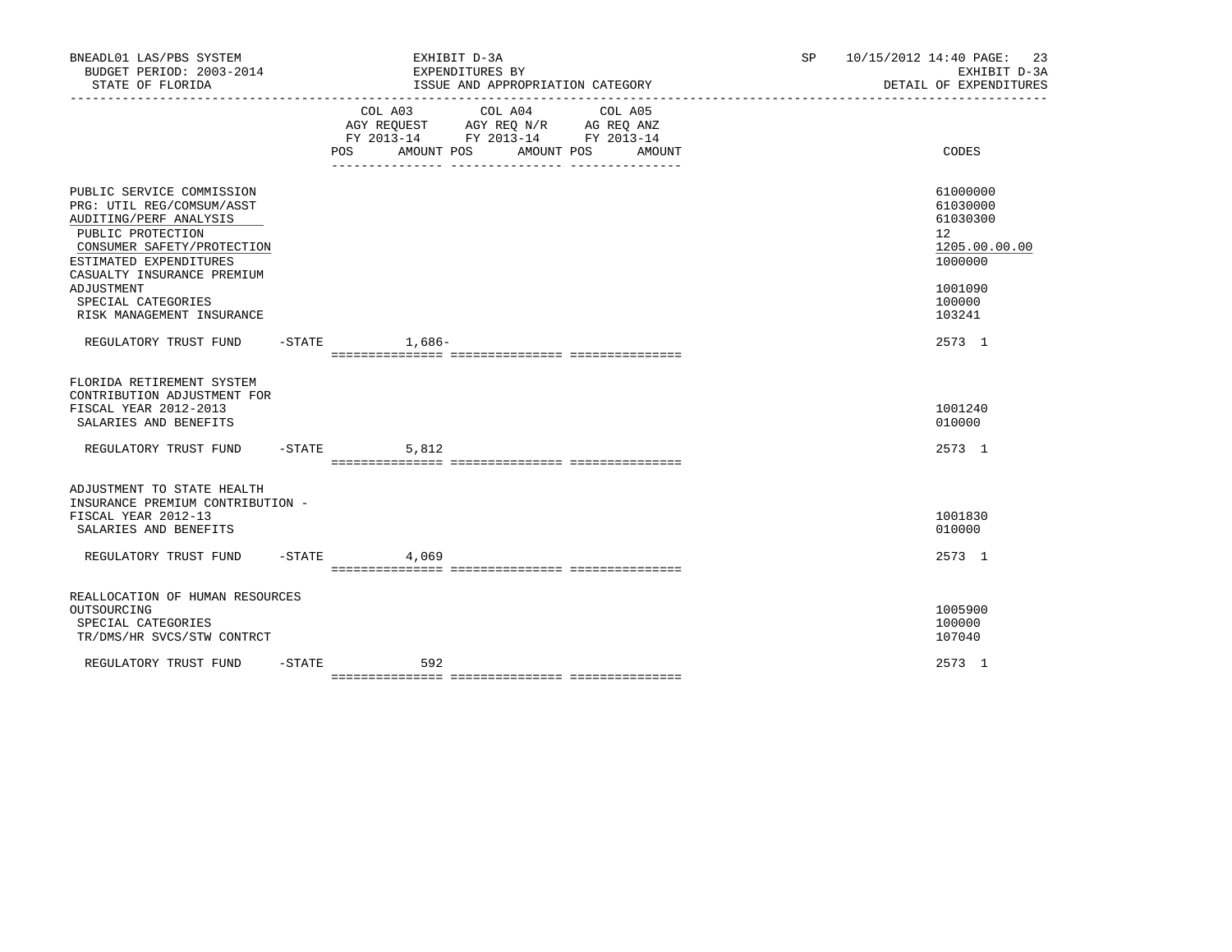BNEADL01 LAS/PBS SYSTEM | EXHIBIT D-3A | SP 10/15/2012 14:40 PAGE: 23
BUDGET PERIOD: 2003-2014 | EXPENDITURES BY | EXHIBIT D-3A
STATE OF FLORIDA | ISSUE AND APPROPRIATION CATEGORY | DETAIL OF EXPENDITURES

| | COL A03 AGY REQUEST FY 2013-14 POS AMOUNT | COL A04 AGY REQ N/R FY 2013-14 POS AMOUNT | COL A05 AG REQ ANZ FY 2013-14 POS AMOUNT | CODES |
|---|---|---|---|---|
| PUBLIC SERVICE COMMISSION | | | | 61000000 |
| PRG: UTIL REG/COMSUM/ASST | | | | 61030000 |
| AUDITING/PERF ANALYSIS | | | | 61030300 |
| PUBLIC PROTECTION | | | | 12 |
| CONSUMER SAFETY/PROTECTION | | | | 1205.00.00.00 |
| ESTIMATED EXPENDITURES | | | | 1000000 |
| CASUALTY INSURANCE PREMIUM ADJUSTMENT | | | | 1001090 |
| SPECIAL CATEGORIES | | | | 100000 |
| RISK MANAGEMENT INSURANCE | | | | 103241 |
| REGULATORY TRUST FUND -STATE | 1,686- | | | 2573 1 |
| FLORIDA RETIREMENT SYSTEM CONTRIBUTION ADJUSTMENT FOR FISCAL YEAR 2012-2013 | | | | 1001240 |
| SALARIES AND BENEFITS | | | | 010000 |
| REGULATORY TRUST FUND -STATE | 5,812 | | | 2573 1 |
| ADJUSTMENT TO STATE HEALTH INSURANCE PREMIUM CONTRIBUTION - FISCAL YEAR 2012-13 | | | | 1001830 |
| SALARIES AND BENEFITS | | | | 010000 |
| REGULATORY TRUST FUND -STATE | 4,069 | | | 2573 1 |
| REALLOCATION OF HUMAN RESOURCES OUTSOURCING | | | | 1005900 |
| SPECIAL CATEGORIES | | | | 100000 |
| TR/DMS/HR SVCS/STW CONTRCT | | | | 107040 |
| REGULATORY TRUST FUND -STATE | 592 | | | 2573 1 |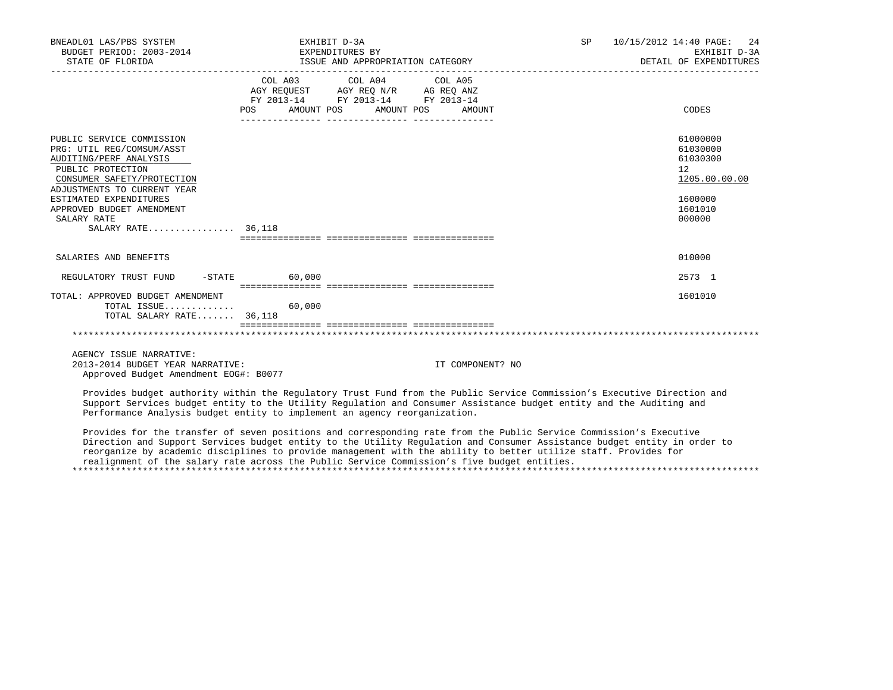BNEADL01 LAS/PBS SYSTEM | EXHIBIT D-3A | SP 10/15/2012 14:40
BUDGET PERIOD: 2003-2014 | EXPENDITURES BY | EXHIBIT D-3A
STATE OF FLORIDA | ISSUE AND APPROPRIATION CATEGORY | DETAIL OF EXPENDITURES

| | COL A03 AGY REQUEST FY 2013-14 POS | AMOUNT | COL A04 AGY REQ N/R FY 2013-14 POS | AMOUNT | COL A05 AG REQ ANZ FY 2013-14 POS | AMOUNT | CODES |
|---|---|---|---|---|---|---|---|
| PUBLIC SERVICE COMMISSION | | | | | | | 61000000 |
| PRG: UTIL REG/COMSUM/ASST | | | | | | | 61030000 |
| AUDITING/PERF ANALYSIS | | | | | | | 61030300 |
| PUBLIC PROTECTION | | | | | | | 12 |
| CONSUMER SAFETY/PROTECTION | | | | | | | 1205.00.00.00 |
| ADJUSTMENTS TO CURRENT YEAR ESTIMATED EXPENDITURES | | | | | | | 1600000 |
| APPROVED BUDGET AMENDMENT | | | | | | | 1601010 |
| SALARY RATE | | | | | | | 000000 |
| SALARY RATE................ | 36,118 | | | | | | |
| SALARIES AND BENEFITS | | | | | | | 010000 |
| REGULATORY TRUST FUND -STATE | | 60,000 | | | | | 2573 1 |
| TOTAL: APPROVED BUDGET AMENDMENT | | | | | | | 1601010 |
| TOTAL ISSUE............. | | 60,000 | | | | | |
| TOTAL SALARY RATE....... | 36,118 | | | | | | |

AGENCY ISSUE NARRATIVE:
2013-2014 BUDGET YEAR NARRATIVE: IT COMPONENT? NO
Approved Budget Amendment EOG#: B0077

Provides budget authority within the Regulatory Trust Fund from the Public Service Commission's Executive Direction and Support Services budget entity to the Utility Regulation and Consumer Assistance budget entity and the Auditing and Performance Analysis budget entity to implement an agency reorganization.

Provides for the transfer of seven positions and corresponding rate from the Public Service Commission's Executive Direction and Support Services budget entity to the Utility Regulation and Consumer Assistance budget entity in order to reorganize by academic disciplines to provide management with the ability to better utilize staff. Provides for realignment of the salary rate across the Public Service Commission's five budget entities.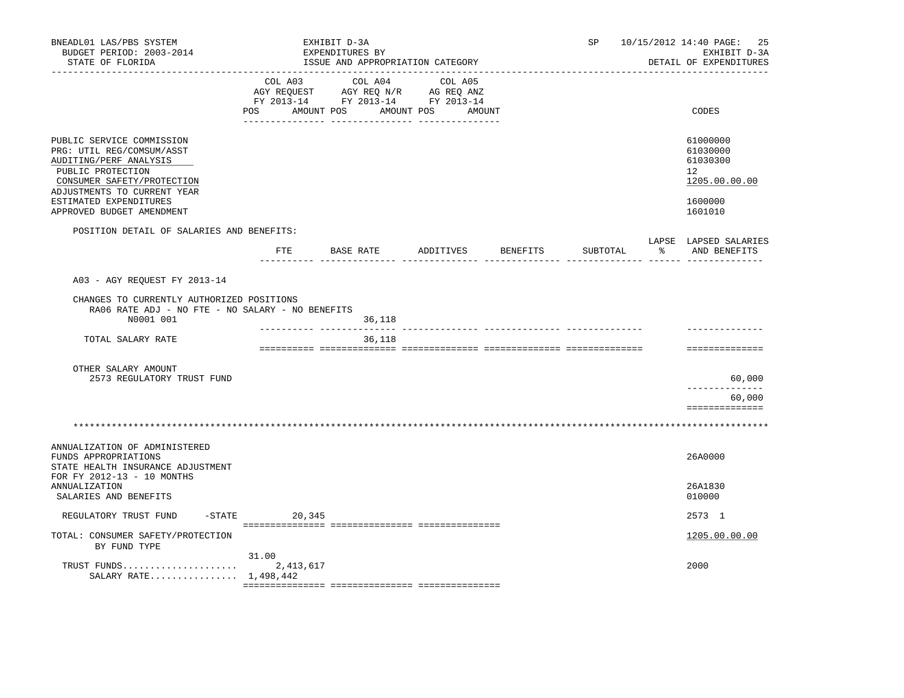BNEADL01 LAS/PBS SYSTEM
BUDGET PERIOD: 2003-2014
STATE OF FLORIDA

EXHIBIT D-3A
EXPENDITURES BY
ISSUE AND APPROPRIATION CATEGORY

SP 10/15/2012 14:40 PAGE: 25
EXHIBIT D-3A
DETAIL OF EXPENDITURES

| | COL A03 AGY REQUEST FY 2013-14 POS AMOUNT | COL A04 AGY REQ N/R FY 2013-14 POS AMOUNT | COL A05 AG REQ ANZ FY 2013-14 POS AMOUNT | CODES |
|---|---|---|---|---|
| PUBLIC SERVICE COMMISSION | | | | 61000000 |
| PRG: UTIL REG/COMSUM/ASST | | | | 61030000 |
| AUDITING/PERF ANALYSIS | | | | 61030300 |
| PUBLIC PROTECTION | | | | 12 |
| CONSUMER SAFETY/PROTECTION | | | | 1205.00.00.00 |
| ADJUSTMENTS TO CURRENT YEAR ESTIMATED EXPENDITURES | | | | 1600000 |
| APPROVED BUDGET AMENDMENT | | | | 1601010 |

POSITION DETAIL OF SALARIES AND BENEFITS:

| | FTE | BASE RATE | ADDITIVES | BENEFITS | SUBTOTAL | LAPSE % | LAPSED SALARIES AND BENEFITS |
|---|---|---|---|---|---|---|---|
| A03 - AGY REQUEST FY 2013-14 | | | | | | | |
| CHANGES TO CURRENTLY AUTHORIZED POSITIONS | | | | | | | |
| RA06 RATE ADJ - NO FTE - NO SALARY - NO BENEFITS | | | | | | | |
| N0001 001 | | 36,118 | | | | | |
| TOTAL SALARY RATE | | 36,118 | | | | | |
| OTHER SALARY AMOUNT | | | | | | | |
| 2573 REGULATORY TRUST FUND | | | | | | | 60,000 |
| | | | | | | | 60,000 |

*******************************************************************************************************************

| | COL A03 POS AMOUNT | COL A04 POS AMOUNT | COL A05 POS AMOUNT | CODES |
|---|---|---|---|---|
| ANNUALIZATION OF ADMINISTERED FUNDS APPROPRIATIONS | | | | 26A0000 |
| STATE HEALTH INSURANCE ADJUSTMENT FOR FY 2012-13 - 10 MONTHS ANNUALIZATION | | | | 26A1830 |
| SALARIES AND BENEFITS | | | | 010000 |
| REGULATORY TRUST FUND -STATE | 20,345 | | | 2573 1 |
| TOTAL: CONSUMER SAFETY/PROTECTION | | | | 1205.00.00.00 |
| BY FUND TYPE | | | | |
| | 31.00 | | | |
| TRUST FUNDS..................... | 2,413,617 | | | 2000 |
| SALARY RATE................ | 1,498,442 | | | |